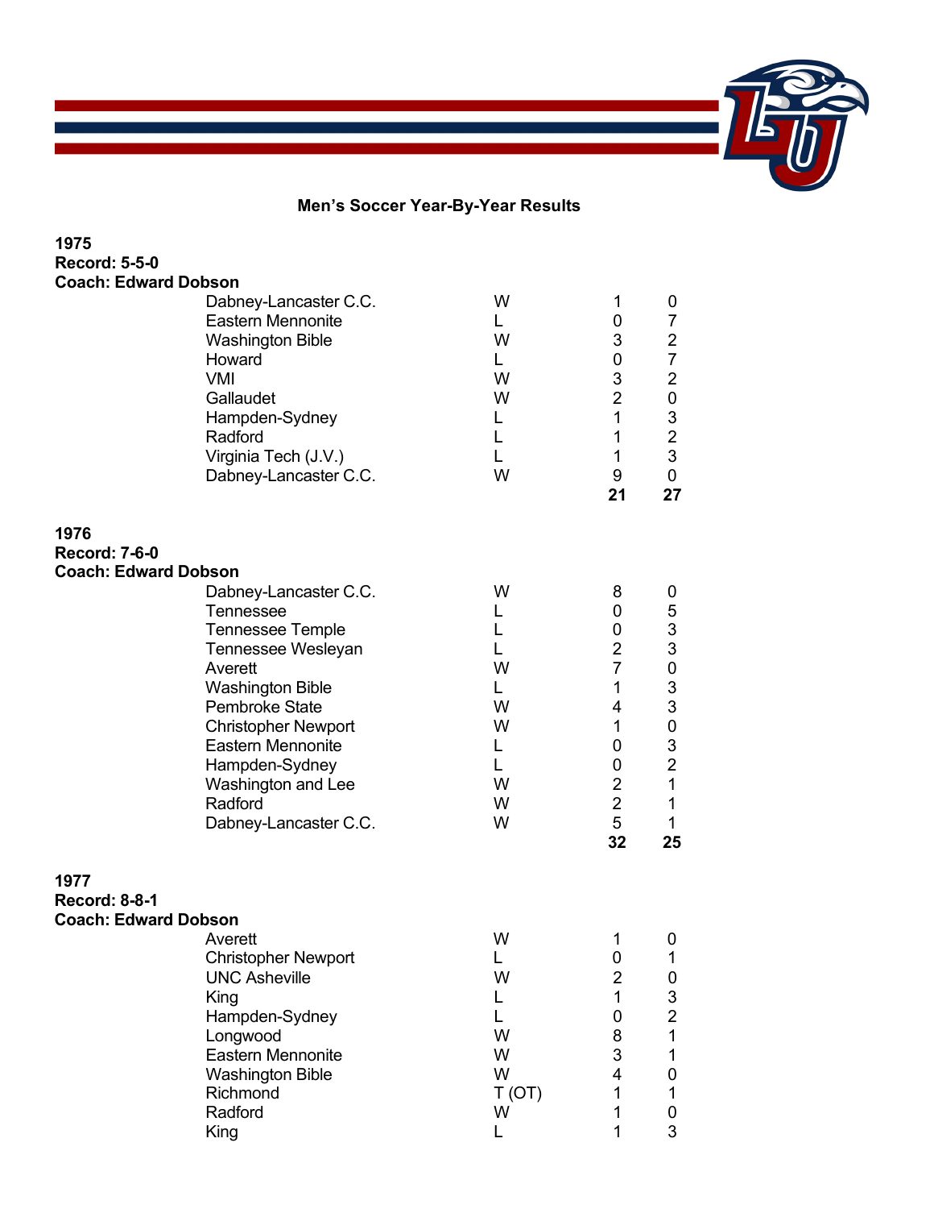# Men's Soccer Year-By-Year Results

**1975**
**Record: 5-5-0**
**Coach: Edward Dobson**

| Opponent | Result | LU | OPP |
|---|---|---|---|
| Dabney-Lancaster C.C. | W | 1 | 0 |
| Eastern Mennonite | L | 0 | 7 |
| Washington Bible | W | 3 | 2 |
| Howard | L | 0 | 7 |
| VMI | W | 3 | 2 |
| Gallaudet | W | 2 | 0 |
| Hampden-Sydney | L | 1 | 3 |
| Radford | L | 1 | 2 |
| Virginia Tech (J.V.) | L | 1 | 3 |
| Dabney-Lancaster C.C. | W | 9 | 0 |
| | | **21** | **27** |

**1976**
**Record: 7-6-0**
**Coach: Edward Dobson**

| Opponent | Result | LU | OPP |
|---|---|---|---|
| Dabney-Lancaster C.C. | W | 8 | 0 |
| Tennessee | L | 0 | 5 |
| Tennessee Temple | L | 0 | 3 |
| Tennessee Wesleyan | L | 2 | 3 |
| Averett | W | 7 | 0 |
| Washington Bible | L | 1 | 3 |
| Pembroke State | W | 4 | 3 |
| Christopher Newport | W | 1 | 0 |
| Eastern Mennonite | L | 0 | 3 |
| Hampden-Sydney | L | 0 | 2 |
| Washington and Lee | W | 2 | 1 |
| Radford | W | 2 | 1 |
| Dabney-Lancaster C.C. | W | 5 | 1 |
| | | **32** | **25** |

**1977**
**Record: 8-8-1**
**Coach: Edward Dobson**

| Opponent | Result | LU | OPP |
|---|---|---|---|
| Averett | W | 1 | 0 |
| Christopher Newport | L | 0 | 1 |
| UNC Asheville | W | 2 | 0 |
| King | L | 1 | 3 |
| Hampden-Sydney | L | 0 | 2 |
| Longwood | W | 8 | 1 |
| Eastern Mennonite | W | 3 | 1 |
| Washington Bible | W | 4 | 0 |
| Richmond | T (OT) | 1 | 1 |
| Radford | W | 1 | 0 |
| King | L | 1 | 3 |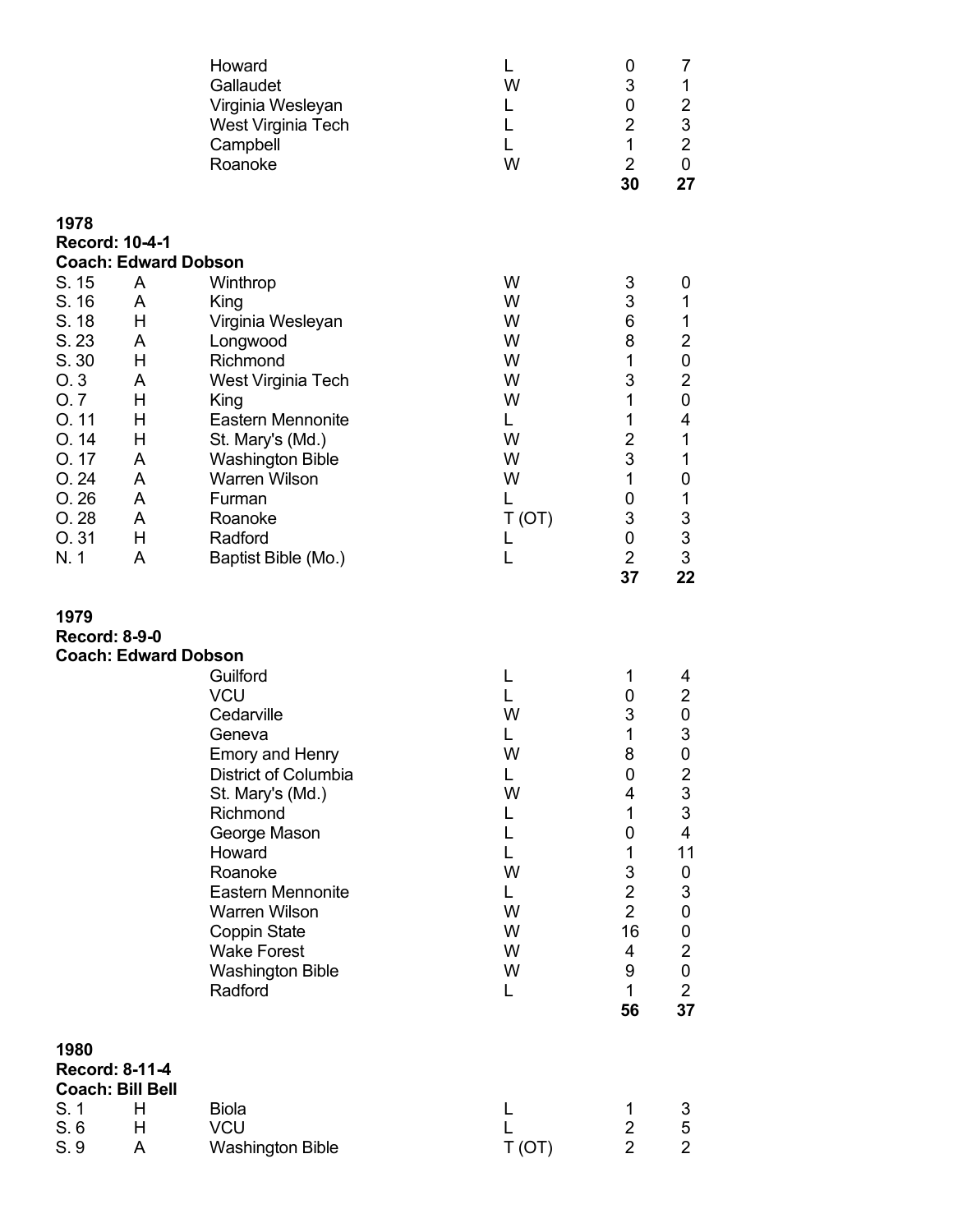| | | | | | |
|---|---|---|---|---|---|
| | | Howard | L | 0 | 7 |
| | | Gallaudet | W | 3 | 1 |
| | | Virginia Wesleyan | L | 0 | 2 |
| | | West Virginia Tech | L | 2 | 3 |
| | | Campbell | L | 1 | 2 |
| | | Roanoke | W | 2 | 0 |
| | | | | **30** | **27** |

**1978**
**Record: 10-4-1**
**Coach: Edward Dobson**

| | | | | | |
|---|---|---|---|---|---|
| S. 15 | A | Winthrop | W | 3 | 0 |
| S. 16 | A | King | W | 3 | 1 |
| S. 18 | H | Virginia Wesleyan | W | 6 | 1 |
| S. 23 | A | Longwood | W | 8 | 2 |
| S. 30 | H | Richmond | W | 1 | 0 |
| O. 3 | A | West Virginia Tech | W | 3 | 2 |
| O. 7 | H | King | W | 1 | 0 |
| O. 11 | H | Eastern Mennonite | L | 1 | 4 |
| O. 14 | H | St. Mary's (Md.) | W | 2 | 1 |
| O. 17 | A | Washington Bible | W | 3 | 1 |
| O. 24 | A | Warren Wilson | W | 1 | 0 |
| O. 26 | A | Furman | L | 0 | 1 |
| O. 28 | A | Roanoke | T (OT) | 3 | 3 |
| O. 31 | H | Radford | L | 0 | 3 |
| N. 1 | A | Baptist Bible (Mo.) | L | 2 | 3 |
| | | | | **37** | **22** |

**1979**
**Record: 8-9-0**
**Coach: Edward Dobson**

| | | | | | |
|---|---|---|---|---|---|
| | | Guilford | L | 1 | 4 |
| | | VCU | L | 0 | 2 |
| | | Cedarville | W | 3 | 0 |
| | | Geneva | L | 1 | 3 |
| | | Emory and Henry | W | 8 | 0 |
| | | District of Columbia | L | 0 | 2 |
| | | St. Mary's (Md.) | W | 4 | 3 |
| | | Richmond | L | 1 | 3 |
| | | George Mason | L | 0 | 4 |
| | | Howard | L | 1 | 11 |
| | | Roanoke | W | 3 | 0 |
| | | Eastern Mennonite | L | 2 | 3 |
| | | Warren Wilson | W | 2 | 0 |
| | | Coppin State | W | 16 | 0 |
| | | Wake Forest | W | 4 | 2 |
| | | Washington Bible | W | 9 | 0 |
| | | Radford | L | 1 | 2 |
| | | | | **56** | **37** |

**1980**
**Record: 8-11-4**
**Coach: Bill Bell**

| | | | | | |
|---|---|---|---|---|---|
| S. 1 | H | Biola | L | 1 | 3 |
| S. 6 | H | VCU | L | 2 | 5 |
| S. 9 | A | Washington Bible | T (OT) | 2 | 2 |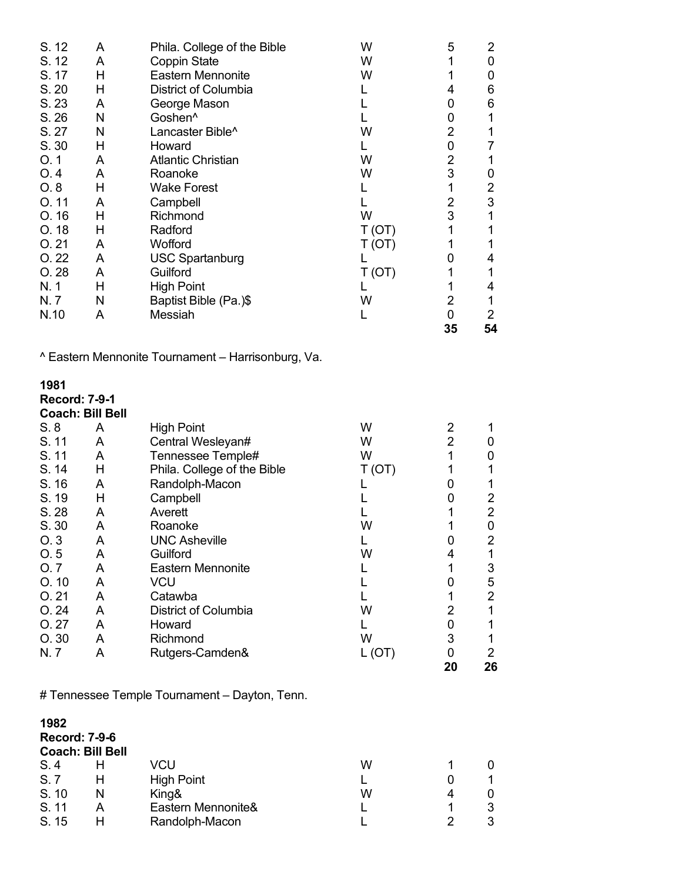| | | | | | |
|---|---|---|---|---|---|
| S. 12 | A | Phila. College of the Bible | W | 5 | 2 |
| S. 12 | A | Coppin State | W | 1 | 0 |
| S. 17 | H | Eastern Mennonite | W | 1 | 0 |
| S. 20 | H | District of Columbia | L | 4 | 6 |
| S. 23 | A | George Mason | L | 0 | 6 |
| S. 26 | N | Goshen^ | L | 0 | 1 |
| S. 27 | N | Lancaster Bible^ | W | 2 | 1 |
| S. 30 | H | Howard | L | 0 | 7 |
| O. 1 | A | Atlantic Christian | W | 2 | 1 |
| O. 4 | A | Roanoke | W | 3 | 0 |
| O. 8 | H | Wake Forest | L | 1 | 2 |
| O. 11 | A | Campbell | L | 2 | 3 |
| O. 16 | H | Richmond | W | 3 | 1 |
| O. 18 | H | Radford | T (OT) | 1 | 1 |
| O. 21 | A | Wofford | T (OT) | 1 | 1 |
| O. 22 | A | USC Spartanburg | L | 0 | 4 |
| O. 28 | A | Guilford | T (OT) | 1 | 1 |
| N. 1 | H | High Point | L | 1 | 4 |
| N. 7 | N | Baptist Bible (Pa.)$ | W | 2 | 1 |
| N.10 | A | Messiah | L | 0 | 2 |
| | | | | **35** | **54** |

^ Eastern Mennonite Tournament – Harrisonburg, Va.

**1981**
**Record: 7-9-1**
**Coach: Bill Bell**

| | | | | | |
|---|---|---|---|---|---|
| S. 8 | A | High Point | W | 2 | 1 |
| S. 11 | A | Central Wesleyan# | W | 2 | 0 |
| S. 11 | A | Tennessee Temple# | W | 1 | 0 |
| S. 14 | H | Phila. College of the Bible | T (OT) | 1 | 1 |
| S. 16 | A | Randolph-Macon | L | 0 | 1 |
| S. 19 | H | Campbell | L | 0 | 2 |
| S. 28 | A | Averett | L | 1 | 2 |
| S. 30 | A | Roanoke | W | 1 | 0 |
| O. 3 | A | UNC Asheville | L | 0 | 2 |
| O. 5 | A | Guilford | W | 4 | 1 |
| O. 7 | A | Eastern Mennonite | L | 1 | 3 |
| O. 10 | A | VCU | L | 0 | 5 |
| O. 21 | A | Catawba | L | 1 | 2 |
| O. 24 | A | District of Columbia | W | 2 | 1 |
| O. 27 | A | Howard | L | 0 | 1 |
| O. 30 | A | Richmond | W | 3 | 1 |
| N. 7 | A | Rutgers-Camden& | L (OT) | 0 | 2 |
| | | | | **20** | **26** |

# Tennessee Temple Tournament – Dayton, Tenn.

**1982**
**Record: 7-9-6**
**Coach: Bill Bell**

| | | | | | |
|---|---|---|---|---|---|
| S. 4 | H | VCU | W | 1 | 0 |
| S. 7 | H | High Point | L | 0 | 1 |
| S. 10 | N | King& | W | 4 | 0 |
| S. 11 | A | Eastern Mennonite& | L | 1 | 3 |
| S. 15 | H | Randolph-Macon | L | 2 | 3 |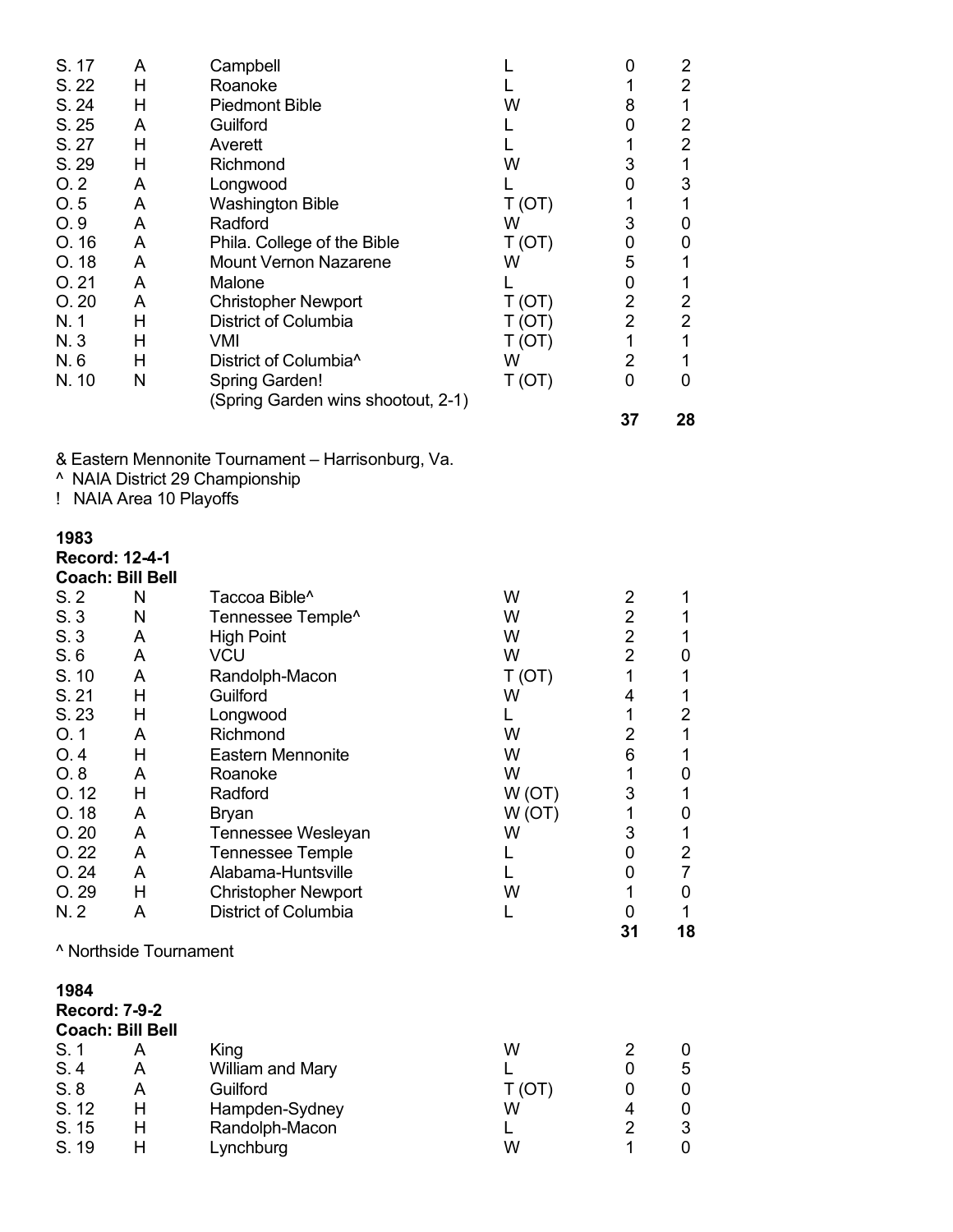| | | | | | |
|---|---|---|---|---|---|
| S. 17 | A | Campbell | L | 0 | 2 |
| S. 22 | H | Roanoke | L | 1 | 2 |
| S. 24 | H | Piedmont Bible | W | 8 | 1 |
| S. 25 | A | Guilford | L | 0 | 2 |
| S. 27 | H | Averett | L | 1 | 2 |
| S. 29 | H | Richmond | W | 3 | 1 |
| O. 2 | A | Longwood | L | 0 | 3 |
| O. 5 | A | Washington Bible | T (OT) | 1 | 1 |
| O. 9 | A | Radford | W | 3 | 0 |
| O. 16 | A | Phila. College of the Bible | T (OT) | 0 | 0 |
| O. 18 | A | Mount Vernon Nazarene | W | 5 | 1 |
| O. 21 | A | Malone | L | 0 | 1 |
| O. 20 | A | Christopher Newport | T (OT) | 2 | 2 |
| N. 1 | H | District of Columbia | T (OT) | 2 | 2 |
| N. 3 | H | VMI | T (OT) | 1 | 1 |
| N. 6 | H | District of Columbia^ | W | 2 | 1 |
| N. 10 | N | Spring Garden! (Spring Garden wins shootout, 2-1) | T (OT) | 0 | 0 |
| | | | | **37** | **28** |

& Eastern Mennonite Tournament – Harrisonburg, Va.
^ NAIA District 29 Championship
! NAIA Area 10 Playoffs

**1983**
**Record: 12-4-1**
**Coach: Bill Bell**

| | | | | | |
|---|---|---|---|---|---|
| S. 2 | N | Taccoa Bible^ | W | 2 | 1 |
| S. 3 | N | Tennessee Temple^ | W | 2 | 1 |
| S. 3 | A | High Point | W | 2 | 1 |
| S. 6 | A | VCU | W | 2 | 0 |
| S. 10 | A | Randolph-Macon | T (OT) | 1 | 1 |
| S. 21 | H | Guilford | W | 4 | 1 |
| S. 23 | H | Longwood | L | 1 | 2 |
| O. 1 | A | Richmond | W | 2 | 1 |
| O. 4 | H | Eastern Mennonite | W | 6 | 1 |
| O. 8 | A | Roanoke | W | 1 | 0 |
| O. 12 | H | Radford | W (OT) | 3 | 1 |
| O. 18 | A | Bryan | W (OT) | 1 | 0 |
| O. 20 | A | Tennessee Wesleyan | W | 3 | 1 |
| O. 22 | A | Tennessee Temple | L | 0 | 2 |
| O. 24 | A | Alabama-Huntsville | L | 0 | 7 |
| O. 29 | H | Christopher Newport | W | 1 | 0 |
| N. 2 | A | District of Columbia | L | 0 | 1 |
| | | | | **31** | **18** |

^ Northside Tournament

**1984**
**Record: 7-9-2**
**Coach: Bill Bell**

| | | | | | |
|---|---|---|---|---|---|
| S. 1 | A | King | W | 2 | 0 |
| S. 4 | A | William and Mary | L | 0 | 5 |
| S. 8 | A | Guilford | T (OT) | 0 | 0 |
| S. 12 | H | Hampden-Sydney | W | 4 | 0 |
| S. 15 | H | Randolph-Macon | L | 2 | 3 |
| S. 19 | H | Lynchburg | W | 1 | 0 |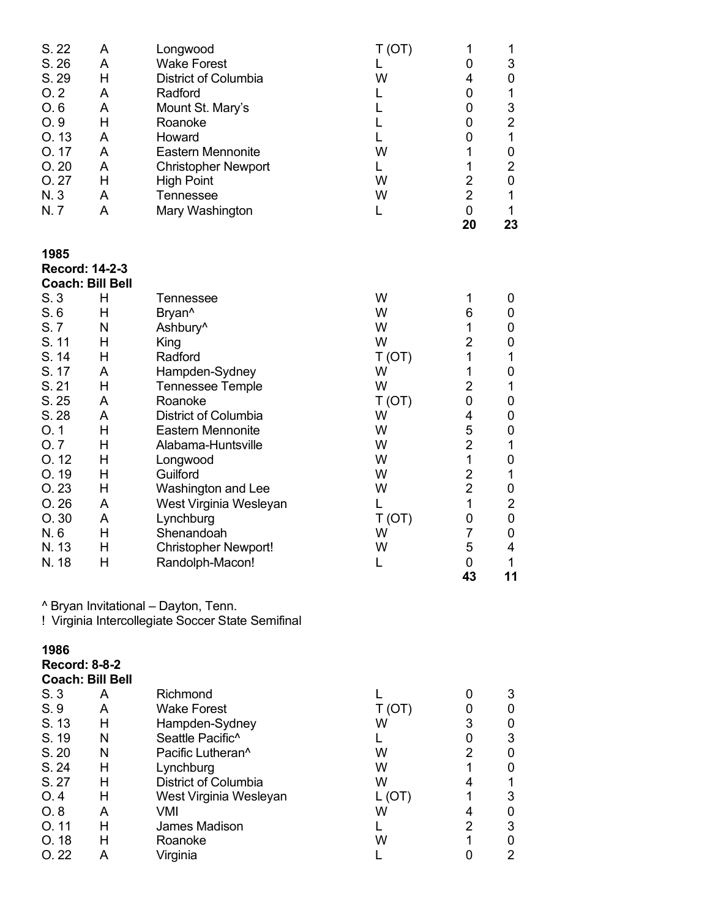| | | | | | |
|---|---|---|---|---|---|
| S. 22 | A | Longwood | T (OT) | 1 | 1 |
| S. 26 | A | Wake Forest | L | 0 | 3 |
| S. 29 | H | District of Columbia | W | 4 | 0 |
| O. 2 | A | Radford | L | 0 | 1 |
| O. 6 | A | Mount St. Mary's | L | 0 | 3 |
| O. 9 | H | Roanoke | L | 0 | 2 |
| O. 13 | A | Howard | L | 0 | 1 |
| O. 17 | A | Eastern Mennonite | W | 1 | 0 |
| O. 20 | A | Christopher Newport | L | 1 | 2 |
| O. 27 | H | High Point | W | 2 | 0 |
| N. 3 | A | Tennessee | W | 2 | 1 |
| N. 7 | A | Mary Washington | L | 0 | 1 |
| | | | | **20** | **23** |

**1985**
**Record: 14-2-3**
**Coach: Bill Bell**

| | | | | | |
|---|---|---|---|---|---|
| S. 3 | H | Tennessee | W | 1 | 0 |
| S. 6 | H | Bryan^ | W | 6 | 0 |
| S. 7 | N | Ashbury^ | W | 1 | 0 |
| S. 11 | H | King | W | 2 | 0 |
| S. 14 | H | Radford | T (OT) | 1 | 1 |
| S. 17 | A | Hampden-Sydney | W | 1 | 0 |
| S. 21 | H | Tennessee Temple | W | 2 | 1 |
| S. 25 | A | Roanoke | T (OT) | 0 | 0 |
| S. 28 | A | District of Columbia | W | 4 | 0 |
| O. 1 | H | Eastern Mennonite | W | 5 | 0 |
| O. 7 | H | Alabama-Huntsville | W | 2 | 1 |
| O. 12 | H | Longwood | W | 1 | 0 |
| O. 19 | H | Guilford | W | 2 | 1 |
| O. 23 | H | Washington and Lee | W | 2 | 0 |
| O. 26 | A | West Virginia Wesleyan | L | 1 | 2 |
| O. 30 | A | Lynchburg | T (OT) | 0 | 0 |
| N. 6 | H | Shenandoah | W | 7 | 0 |
| N. 13 | H | Christopher Newport! | W | 5 | 4 |
| N. 18 | H | Randolph-Macon! | L | 0 | 1 |
| | | | | **43** | **11** |

^ Bryan Invitational – Dayton, Tenn.
! Virginia Intercollegiate Soccer State Semifinal

**1986**
**Record: 8-8-2**
**Coach: Bill Bell**

| | | | | | |
|---|---|---|---|---|---|
| S. 3 | A | Richmond | L | 0 | 3 |
| S. 9 | A | Wake Forest | T (OT) | 0 | 0 |
| S. 13 | H | Hampden-Sydney | W | 3 | 0 |
| S. 19 | N | Seattle Pacific^ | L | 0 | 3 |
| S. 20 | N | Pacific Lutheran^ | W | 2 | 0 |
| S. 24 | H | Lynchburg | W | 1 | 0 |
| S. 27 | H | District of Columbia | W | 4 | 1 |
| O. 4 | H | West Virginia Wesleyan | L (OT) | 1 | 3 |
| O. 8 | A | VMI | W | 4 | 0 |
| O. 11 | H | James Madison | L | 2 | 3 |
| O. 18 | H | Roanoke | W | 1 | 0 |
| O. 22 | A | Virginia | L | 0 | 2 |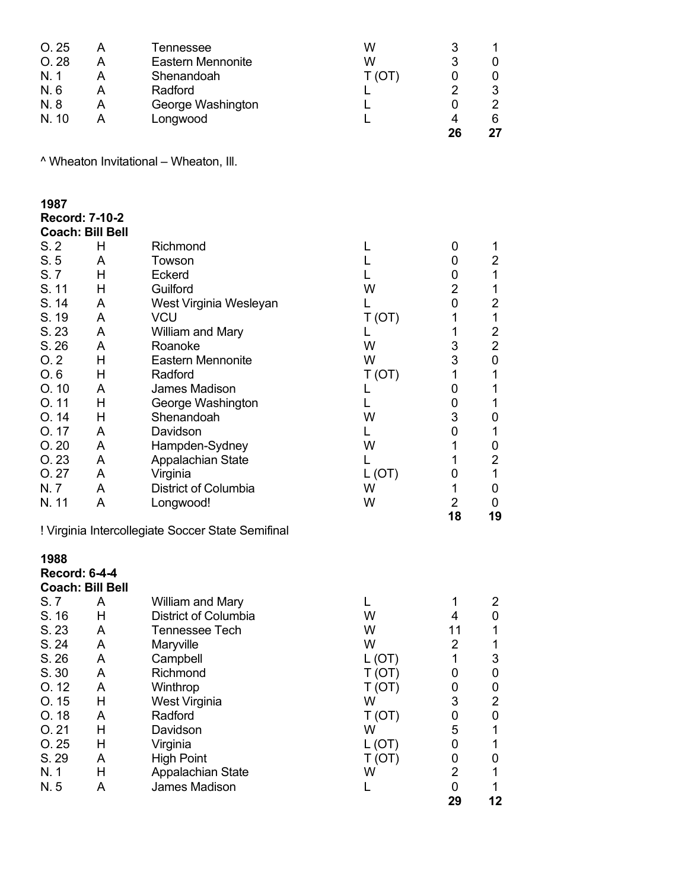| | | | | | |
|---|---|---|---|---|---|
| O. 25 | A | Tennessee | W | 3 | 1 |
| O. 28 | A | Eastern Mennonite | W | 3 | 0 |
| N. 1 | A | Shenandoah | T (OT) | 0 | 0 |
| N. 6 | A | Radford | L | 2 | 3 |
| N. 8 | A | George Washington | L | 0 | 2 |
| N. 10 | A | Longwood | L | 4 | 6 |
| | | | | **26** | **27** |

^ Wheaton Invitational – Wheaton, Ill.

**1987**
**Record: 7-10-2**
**Coach: Bill Bell**

| | | | | | |
|---|---|---|---|---|---|
| S. 2 | H | Richmond | L | 0 | 1 |
| S. 5 | A | Towson | L | 0 | 2 |
| S. 7 | H | Eckerd | L | 0 | 1 |
| S. 11 | H | Guilford | W | 2 | 1 |
| S. 14 | A | West Virginia Wesleyan | L | 0 | 2 |
| S. 19 | A | VCU | T (OT) | 1 | 1 |
| S. 23 | A | William and Mary | L | 1 | 2 |
| S. 26 | A | Roanoke | W | 3 | 2 |
| O. 2 | H | Eastern Mennonite | W | 3 | 0 |
| O. 6 | H | Radford | T (OT) | 1 | 1 |
| O. 10 | A | James Madison | L | 0 | 1 |
| O. 11 | H | George Washington | L | 0 | 1 |
| O. 14 | H | Shenandoah | W | 3 | 0 |
| O. 17 | A | Davidson | L | 0 | 1 |
| O. 20 | A | Hampden-Sydney | W | 1 | 0 |
| O. 23 | A | Appalachian State | L | 1 | 2 |
| O. 27 | A | Virginia | L (OT) | 0 | 1 |
| N. 7 | A | District of Columbia | W | 1 | 0 |
| N. 11 | A | Longwood! | W | 2 | 0 |
| | | | | **18** | **19** |

! Virginia Intercollegiate Soccer State Semifinal

**1988**
**Record: 6-4-4**
**Coach: Bill Bell**

| | | | | | |
|---|---|---|---|---|---|
| S. 7 | A | William and Mary | L | 1 | 2 |
| S. 16 | H | District of Columbia | W | 4 | 0 |
| S. 23 | A | Tennessee Tech | W | 11 | 1 |
| S. 24 | A | Maryville | W | 2 | 1 |
| S. 26 | A | Campbell | L (OT) | 1 | 3 |
| S. 30 | A | Richmond | T (OT) | 0 | 0 |
| O. 12 | A | Winthrop | T (OT) | 0 | 0 |
| O. 15 | H | West Virginia | W | 3 | 2 |
| O. 18 | A | Radford | T (OT) | 0 | 0 |
| O. 21 | H | Davidson | W | 5 | 1 |
| O. 25 | H | Virginia | L (OT) | 0 | 1 |
| S. 29 | A | High Point | T (OT) | 0 | 0 |
| N. 1 | H | Appalachian State | W | 2 | 1 |
| N. 5 | A | James Madison | L | 0 | 1 |
| | | | | **29** | **12** |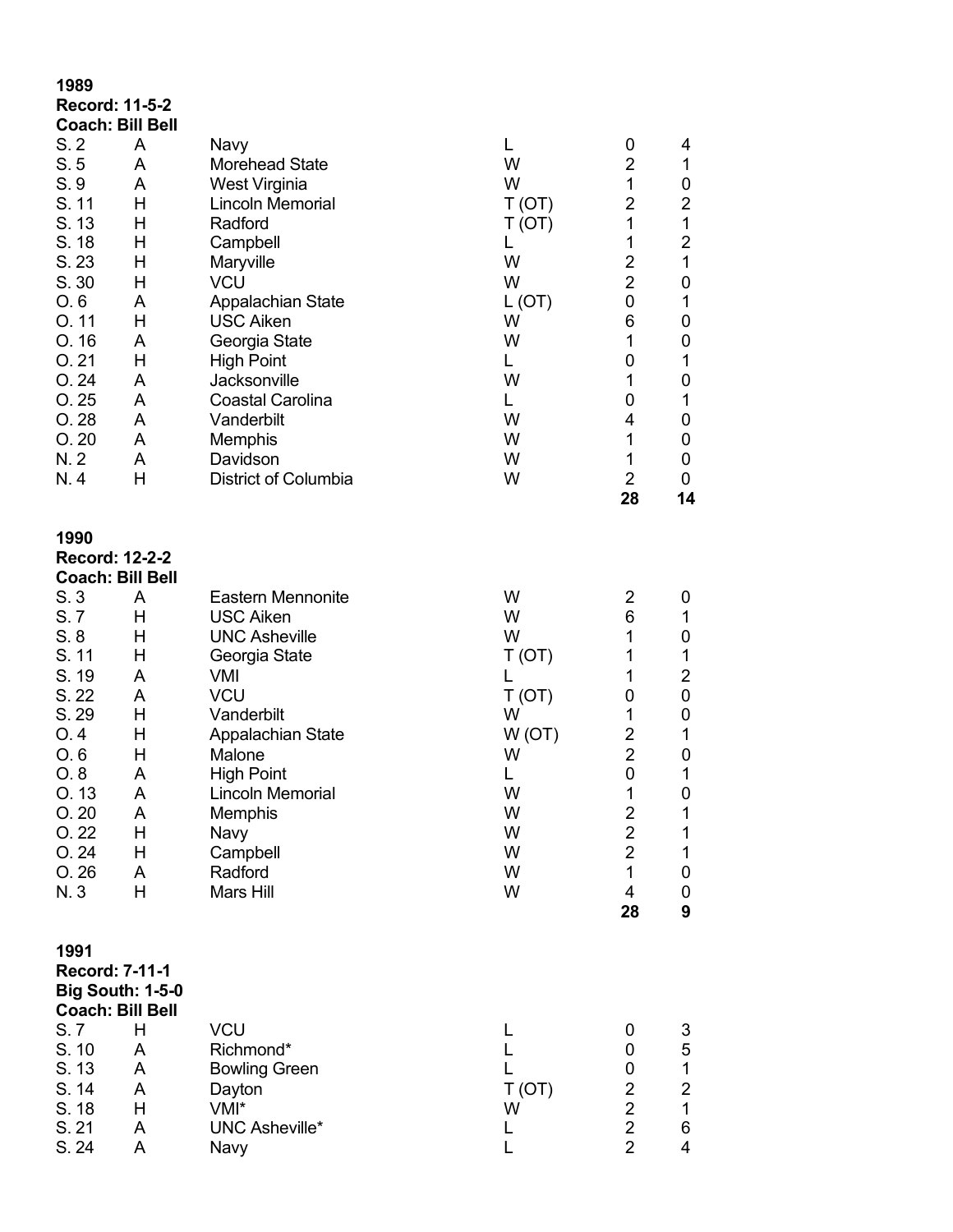**1989**
**Record: 11-5-2**
**Coach: Bill Bell**

| | | | | | |
|---|---|---|---|---|---|
| S. 2 | A | Navy | L | 0 | 4 |
| S. 5 | A | Morehead State | W | 2 | 1 |
| S. 9 | A | West Virginia | W | 1 | 0 |
| S. 11 | H | Lincoln Memorial | T (OT) | 2 | 2 |
| S. 13 | H | Radford | T (OT) | 1 | 1 |
| S. 18 | H | Campbell | L | 1 | 2 |
| S. 23 | H | Maryville | W | 2 | 1 |
| S. 30 | H | VCU | W | 2 | 0 |
| O. 6 | A | Appalachian State | L (OT) | 0 | 1 |
| O. 11 | H | USC Aiken | W | 6 | 0 |
| O. 16 | A | Georgia State | W | 1 | 0 |
| O. 21 | H | High Point | L | 0 | 1 |
| O. 24 | A | Jacksonville | W | 1 | 0 |
| O. 25 | A | Coastal Carolina | L | 0 | 1 |
| O. 28 | A | Vanderbilt | W | 4 | 0 |
| O. 20 | A | Memphis | W | 1 | 0 |
| N. 2 | A | Davidson | W | 1 | 0 |
| N. 4 | H | District of Columbia | W | 2 | 0 |
| | | | | **28** | **14** |

**1990**
**Record: 12-2-2**
**Coach: Bill Bell**

| | | | | | |
|---|---|---|---|---|---|
| S. 3 | A | Eastern Mennonite | W | 2 | 0 |
| S. 7 | H | USC Aiken | W | 6 | 1 |
| S. 8 | H | UNC Asheville | W | 1 | 0 |
| S. 11 | H | Georgia State | T (OT) | 1 | 1 |
| S. 19 | A | VMI | L | 1 | 2 |
| S. 22 | A | VCU | T (OT) | 0 | 0 |
| S. 29 | H | Vanderbilt | W | 1 | 0 |
| O. 4 | H | Appalachian State | W (OT) | 2 | 1 |
| O. 6 | H | Malone | W | 2 | 0 |
| O. 8 | A | High Point | L | 0 | 1 |
| O. 13 | A | Lincoln Memorial | W | 1 | 0 |
| O. 20 | A | Memphis | W | 2 | 1 |
| O. 22 | H | Navy | W | 2 | 1 |
| O. 24 | H | Campbell | W | 2 | 1 |
| O. 26 | A | Radford | W | 1 | 0 |
| N. 3 | H | Mars Hill | W | 4 | 0 |
| | | | | **28** | **9** |

**1991**
**Record: 7-11-1**
**Big South: 1-5-0**
**Coach: Bill Bell**

| | | | | | |
|---|---|---|---|---|---|
| S. 7 | H | VCU | L | 0 | 3 |
| S. 10 | A | Richmond* | L | 0 | 5 |
| S. 13 | A | Bowling Green | L | 0 | 1 |
| S. 14 | A | Dayton | T (OT) | 2 | 2 |
| S. 18 | H | VMI* | W | 2 | 1 |
| S. 21 | A | UNC Asheville* | L | 2 | 6 |
| S. 24 | A | Navy | L | 2 | 4 |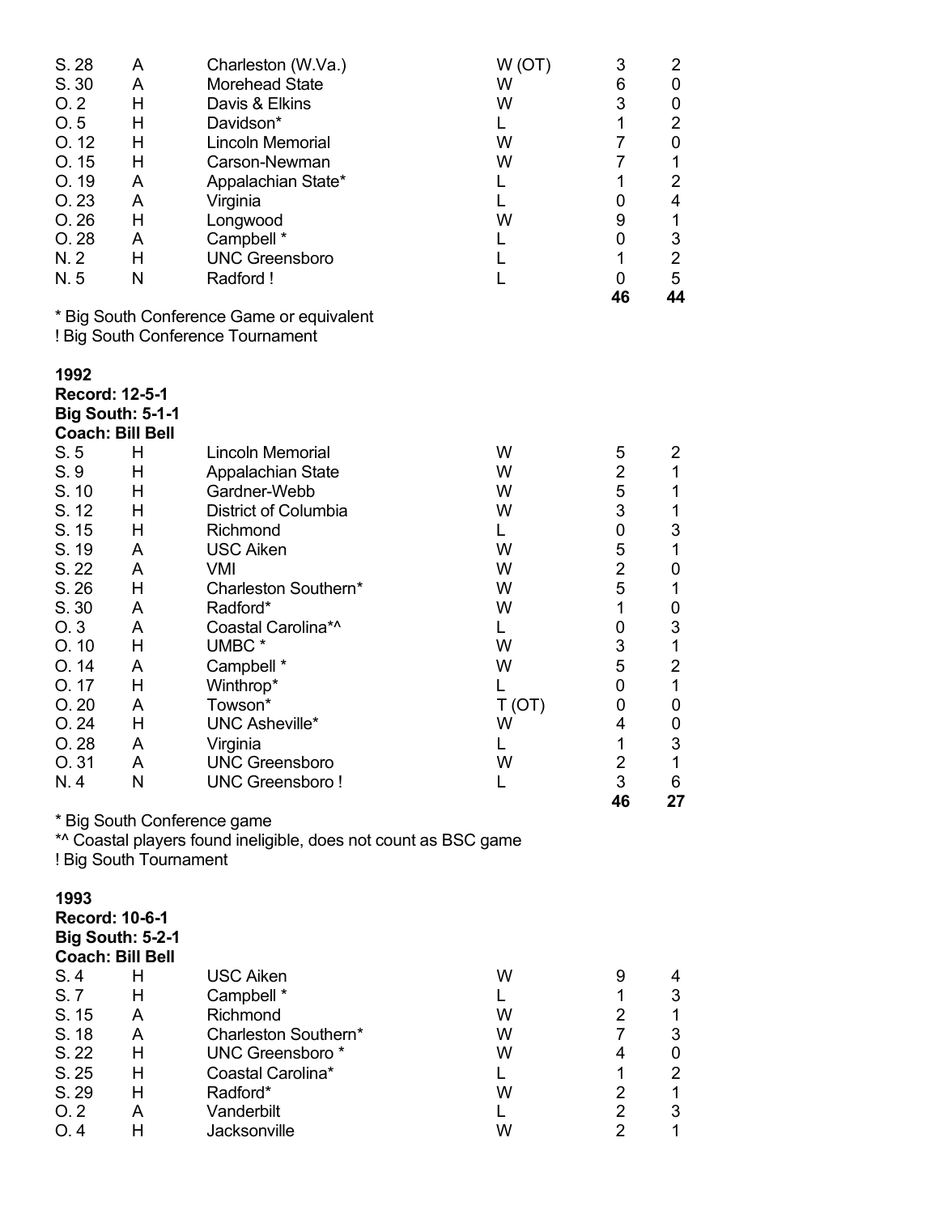| | | | | | |
|---|---|---|---|---|---|
| S. 28 | A | Charleston (W.Va.) | W (OT) | 3 | 2 |
| S. 30 | A | Morehead State | W | 6 | 0 |
| O. 2 | H | Davis & Elkins | W | 3 | 0 |
| O. 5 | H | Davidson* | L | 1 | 2 |
| O. 12 | H | Lincoln Memorial | W | 7 | 0 |
| O. 15 | H | Carson-Newman | W | 7 | 1 |
| O. 19 | A | Appalachian State* | L | 1 | 2 |
| O. 23 | A | Virginia | L | 0 | 4 |
| O. 26 | H | Longwood | W | 9 | 1 |
| O. 28 | A | Campbell * | L | 0 | 3 |
| N. 2 | H | UNC Greensboro | L | 1 | 2 |
| N. 5 | N | Radford ! | L | 0 | 5 |
| | | | | **46** | **44** |

* Big South Conference Game or equivalent
! Big South Conference Tournament

**1992**
**Record: 12-5-1**
**Big South: 5-1-1**
**Coach: Bill Bell**

| | | | | | |
|---|---|---|---|---|---|
| S. 5 | H | Lincoln Memorial | W | 5 | 2 |
| S. 9 | H | Appalachian State | W | 2 | 1 |
| S. 10 | H | Gardner-Webb | W | 5 | 1 |
| S. 12 | H | District of Columbia | W | 3 | 1 |
| S. 15 | H | Richmond | L | 0 | 3 |
| S. 19 | A | USC Aiken | W | 5 | 1 |
| S. 22 | A | VMI | W | 2 | 0 |
| S. 26 | H | Charleston Southern* | W | 5 | 1 |
| S. 30 | A | Radford* | W | 1 | 0 |
| O. 3 | A | Coastal Carolina*^ | L | 0 | 3 |
| O. 10 | H | UMBC * | W | 3 | 1 |
| O. 14 | A | Campbell * | W | 5 | 2 |
| O. 17 | H | Winthrop* | L | 0 | 1 |
| O. 20 | A | Towson* | T (OT) | 0 | 0 |
| O. 24 | H | UNC Asheville* | W | 4 | 0 |
| O. 28 | A | Virginia | L | 1 | 3 |
| O. 31 | A | UNC Greensboro | W | 2 | 1 |
| N. 4 | N | UNC Greensboro ! | L | 3 | 6 |
| | | | | **46** | **27** |

* Big South Conference game
*^ Coastal players found ineligible, does not count as BSC game
! Big South Tournament

**1993**
**Record: 10-6-1**
**Big South: 5-2-1**
**Coach: Bill Bell**

| | | | | | |
|---|---|---|---|---|---|
| S. 4 | H | USC Aiken | W | 9 | 4 |
| S. 7 | H | Campbell * | L | 1 | 3 |
| S. 15 | A | Richmond | W | 2 | 1 |
| S. 18 | A | Charleston Southern* | W | 7 | 3 |
| S. 22 | H | UNC Greensboro * | W | 4 | 0 |
| S. 25 | H | Coastal Carolina* | L | 1 | 2 |
| S. 29 | H | Radford* | W | 2 | 1 |
| O. 2 | A | Vanderbilt | L | 2 | 3 |
| O. 4 | H | Jacksonville | W | 2 | 1 |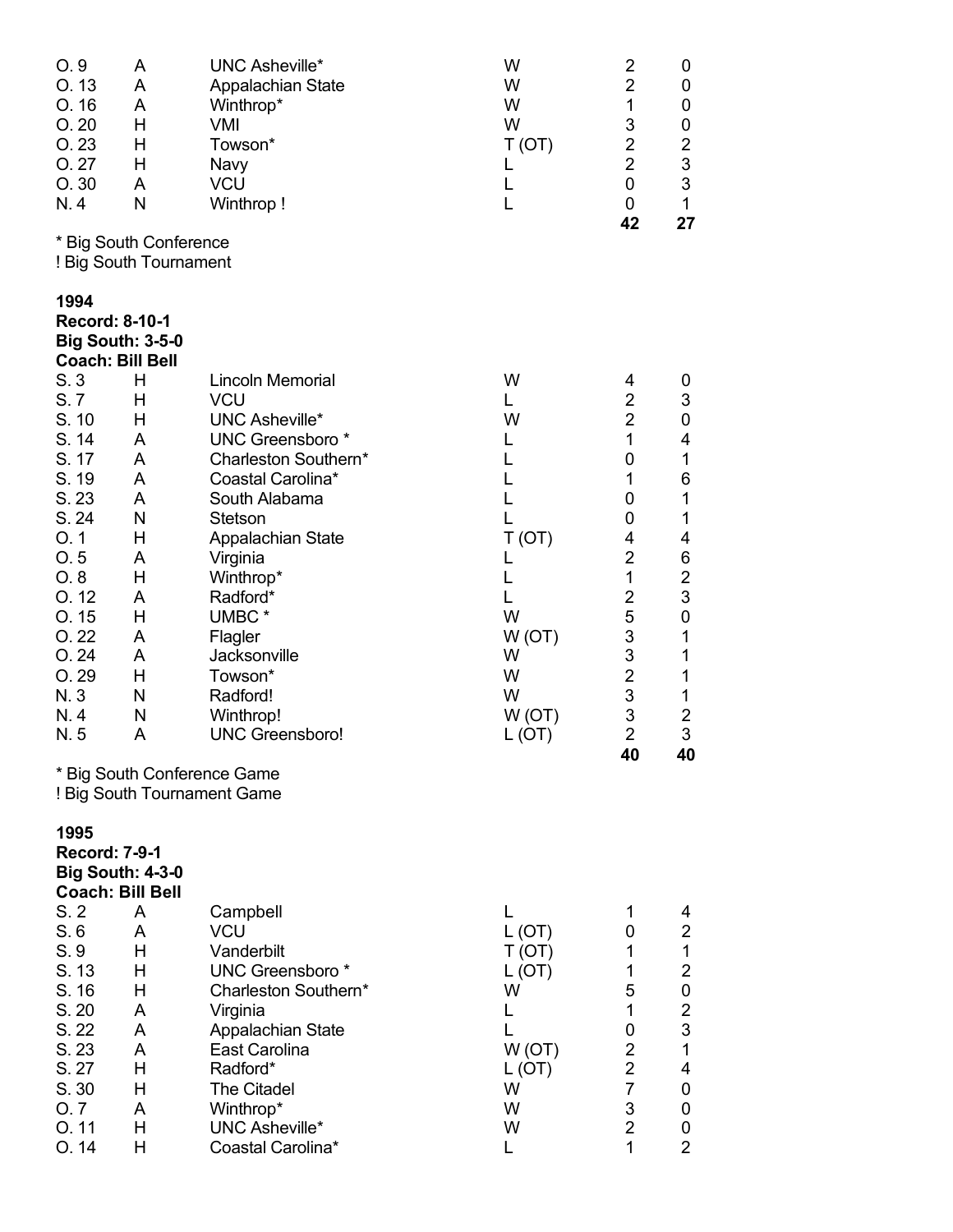| | | | | | |
|---|---|---|---|---|---|
| O. 9 | A | UNC Asheville* | W | 2 | 0 |
| O. 13 | A | Appalachian State | W | 2 | 0 |
| O. 16 | A | Winthrop* | W | 1 | 0 |
| O. 20 | H | VMI | W | 3 | 0 |
| O. 23 | H | Towson* | T (OT) | 2 | 2 |
| O. 27 | H | Navy | L | 2 | 3 |
| O. 30 | A | VCU | L | 0 | 3 |
| N. 4 | N | Winthrop ! | L | 0 | 1 |
| | | | | **42** | **27** |

\* Big South Conference
! Big South Tournament

**1994**
**Record: 8-10-1**
**Big South: 3-5-0**
**Coach: Bill Bell**

| | | | | | |
|---|---|---|---|---|---|
| S. 3 | H | Lincoln Memorial | W | 4 | 0 |
| S. 7 | H | VCU | L | 2 | 3 |
| S. 10 | H | UNC Asheville* | W | 2 | 0 |
| S. 14 | A | UNC Greensboro * | L | 1 | 4 |
| S. 17 | A | Charleston Southern* | L | 0 | 1 |
| S. 19 | A | Coastal Carolina* | L | 1 | 6 |
| S. 23 | A | South Alabama | L | 0 | 1 |
| S. 24 | N | Stetson | L | 0 | 1 |
| O. 1 | H | Appalachian State | T (OT) | 4 | 4 |
| O. 5 | A | Virginia | L | 2 | 6 |
| O. 8 | H | Winthrop* | L | 1 | 2 |
| O. 12 | A | Radford* | L | 2 | 3 |
| O. 15 | H | UMBC * | W | 5 | 0 |
| O. 22 | A | Flagler | W (OT) | 3 | 1 |
| O. 24 | A | Jacksonville | W | 3 | 1 |
| O. 29 | H | Towson* | W | 2 | 1 |
| N. 3 | N | Radford! | W | 3 | 1 |
| N. 4 | N | Winthrop! | W (OT) | 3 | 2 |
| N. 5 | A | UNC Greensboro! | L (OT) | 2 | 3 |
| | | | | **40** | **40** |

\* Big South Conference Game
! Big South Tournament Game

**1995**
**Record: 7-9-1**
**Big South: 4-3-0**
**Coach: Bill Bell**

| | | | | | |
|---|---|---|---|---|---|
| S. 2 | A | Campbell | L | 1 | 4 |
| S. 6 | A | VCU | L (OT) | 0 | 2 |
| S. 9 | H | Vanderbilt | T (OT) | 1 | 1 |
| S. 13 | H | UNC Greensboro * | L (OT) | 1 | 2 |
| S. 16 | H | Charleston Southern* | W | 5 | 0 |
| S. 20 | A | Virginia | L | 1 | 2 |
| S. 22 | A | Appalachian State | L | 0 | 3 |
| S. 23 | A | East Carolina | W (OT) | 2 | 1 |
| S. 27 | H | Radford* | L (OT) | 2 | 4 |
| S. 30 | H | The Citadel | W | 7 | 0 |
| O. 7 | A | Winthrop* | W | 3 | 0 |
| O. 11 | H | UNC Asheville* | W | 2 | 0 |
| O. 14 | H | Coastal Carolina* | L | 1 | 2 |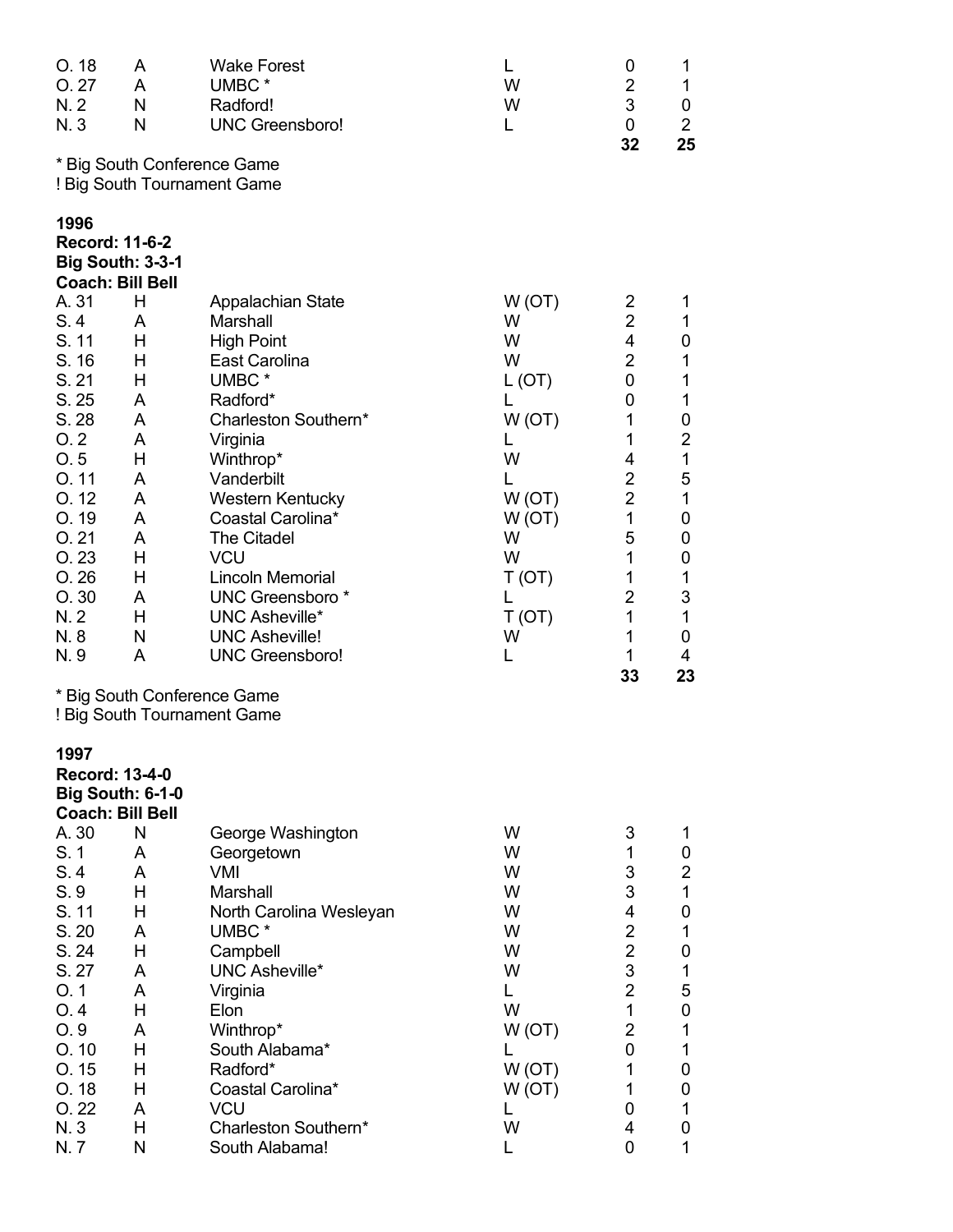| | | | | | |
|---|---|---|---|---|---|
| O. 18 | A | Wake Forest | L | 0 | 1 |
| O. 27 | A | UMBC * | W | 2 | 1 |
| N. 2 | N | Radford! | W | 3 | 0 |
| N. 3 | N | UNC Greensboro! | L | 0 | 2 |
| | | | | **32** | **25** |

\* Big South Conference Game
! Big South Tournament Game

**1996**
**Record: 11-6-2**
**Big South: 3-3-1**
**Coach: Bill Bell**

| | | | | | |
|---|---|---|---|---|---|
| A. 31 | H | Appalachian State | W (OT) | 2 | 1 |
| S. 4 | A | Marshall | W | 2 | 1 |
| S. 11 | H | High Point | W | 4 | 0 |
| S. 16 | H | East Carolina | W | 2 | 1 |
| S. 21 | H | UMBC * | L (OT) | 0 | 1 |
| S. 25 | A | Radford* | L | 0 | 1 |
| S. 28 | A | Charleston Southern* | W (OT) | 1 | 0 |
| O. 2 | A | Virginia | L | 1 | 2 |
| O. 5 | H | Winthrop* | W | 4 | 1 |
| O. 11 | A | Vanderbilt | L | 2 | 5 |
| O. 12 | A | Western Kentucky | W (OT) | 2 | 1 |
| O. 19 | A | Coastal Carolina* | W (OT) | 1 | 0 |
| O. 21 | A | The Citadel | W | 5 | 0 |
| O. 23 | H | VCU | W | 1 | 0 |
| O. 26 | H | Lincoln Memorial | T (OT) | 1 | 1 |
| O. 30 | A | UNC Greensboro * | L | 2 | 3 |
| N. 2 | H | UNC Asheville* | T (OT) | 1 | 1 |
| N. 8 | N | UNC Asheville! | W | 1 | 0 |
| N. 9 | A | UNC Greensboro! | L | 1 | 4 |
| | | | | **33** | **23** |

\* Big South Conference Game
! Big South Tournament Game

**1997**
**Record: 13-4-0**
**Big South: 6-1-0**
**Coach: Bill Bell**

| | | | | | |
|---|---|---|---|---|---|
| A. 30 | N | George Washington | W | 3 | 1 |
| S. 1 | A | Georgetown | W | 1 | 0 |
| S. 4 | A | VMI | W | 3 | 2 |
| S. 9 | H | Marshall | W | 3 | 1 |
| S. 11 | H | North Carolina Wesleyan | W | 4 | 0 |
| S. 20 | A | UMBC * | W | 2 | 1 |
| S. 24 | H | Campbell | W | 2 | 0 |
| S. 27 | A | UNC Asheville* | W | 3 | 1 |
| O. 1 | A | Virginia | L | 2 | 5 |
| O. 4 | H | Elon | W | 1 | 0 |
| O. 9 | A | Winthrop* | W (OT) | 2 | 1 |
| O. 10 | H | South Alabama* | L | 0 | 1 |
| O. 15 | H | Radford* | W (OT) | 1 | 0 |
| O. 18 | H | Coastal Carolina* | W (OT) | 1 | 0 |
| O. 22 | A | VCU | L | 0 | 1 |
| N. 3 | H | Charleston Southern* | W | 4 | 0 |
| N. 7 | N | South Alabama! | L | 0 | 1 |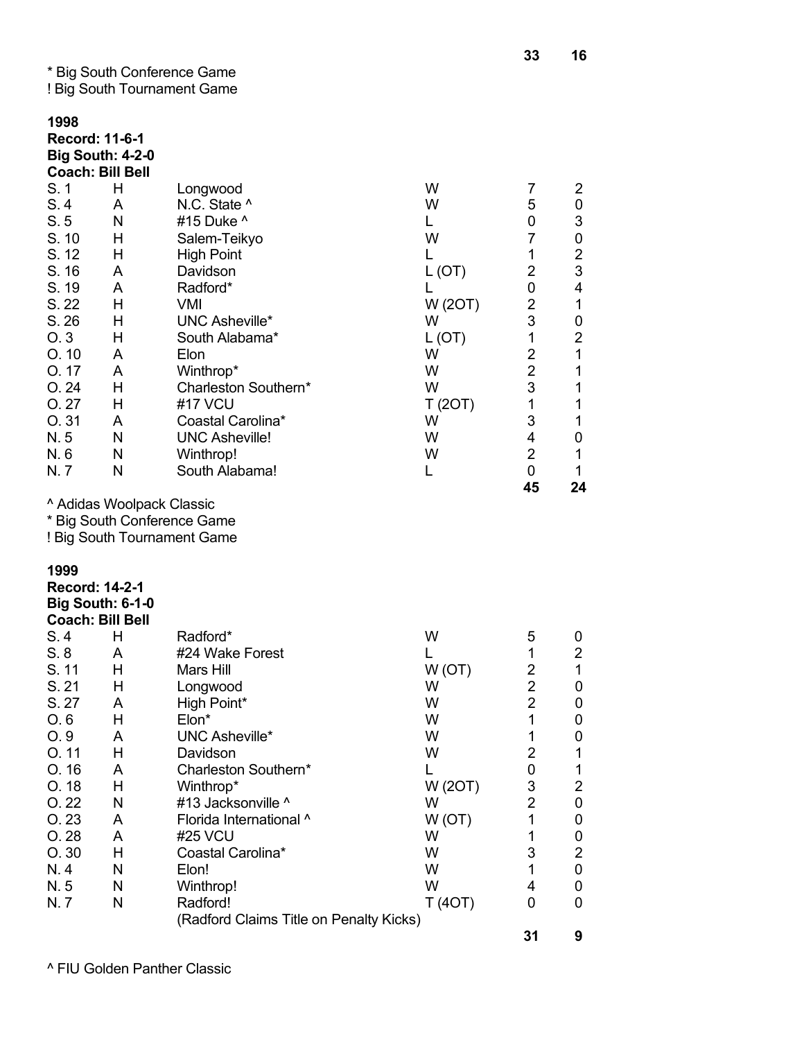| | | | | 33 | 16 |
|---|---|---|---|---|---|

* Big South Conference Game
! Big South Tournament Game

**1998**
**Record: 11-6-1**
**Big South: 4-2-0**
**Coach: Bill Bell**

| | | | | | |
|---|---|---|---|---|---|
| S. 1 | H | Longwood | W | 7 | 2 |
| S. 4 | A | N.C. State ^ | W | 5 | 0 |
| S. 5 | N | #15 Duke ^ | L | 0 | 3 |
| S. 10 | H | Salem-Teikyo | W | 7 | 0 |
| S. 12 | H | High Point | L | 1 | 2 |
| S. 16 | A | Davidson | L (OT) | 2 | 3 |
| S. 19 | A | Radford* | L | 0 | 4 |
| S. 22 | H | VMI | W (2OT) | 2 | 1 |
| S. 26 | H | UNC Asheville* | W | 3 | 0 |
| O. 3 | H | South Alabama* | L (OT) | 1 | 2 |
| O. 10 | A | Elon | W | 2 | 1 |
| O. 17 | A | Winthrop* | W | 2 | 1 |
| O. 24 | H | Charleston Southern* | W | 3 | 1 |
| O. 27 | H | #17 VCU | T (2OT) | 1 | 1 |
| O. 31 | A | Coastal Carolina* | W | 3 | 1 |
| N. 5 | N | UNC Asheville! | W | 4 | 0 |
| N. 6 | N | Winthrop! | W | 2 | 1 |
| N. 7 | N | South Alabama! | L | 0 | 1 |
| | | | | **45** | **24** |

^ Adidas Woolpack Classic
* Big South Conference Game
! Big South Tournament Game

**1999**
**Record: 14-2-1**
**Big South: 6-1-0**
**Coach: Bill Bell**

| | | | | | |
|---|---|---|---|---|---|
| S. 4 | H | Radford* | W | 5 | 0 |
| S. 8 | A | #24 Wake Forest | L | 1 | 2 |
| S. 11 | H | Mars Hill | W (OT) | 2 | 1 |
| S. 21 | H | Longwood | W | 2 | 0 |
| S. 27 | A | High Point* | W | 2 | 0 |
| O. 6 | H | Elon* | W | 1 | 0 |
| O. 9 | A | UNC Asheville* | W | 1 | 0 |
| O. 11 | H | Davidson | W | 2 | 1 |
| O. 16 | A | Charleston Southern* | L | 0 | 1 |
| O. 18 | H | Winthrop* | W (2OT) | 3 | 2 |
| O. 22 | N | #13 Jacksonville ^ | W | 2 | 0 |
| O. 23 | A | Florida International ^ | W (OT) | 1 | 0 |
| O. 28 | A | #25 VCU | W | 1 | 0 |
| O. 30 | H | Coastal Carolina* | W | 3 | 2 |
| N. 4 | N | Elon! | W | 1 | 0 |
| N. 5 | N | Winthrop! | W | 4 | 0 |
| N. 7 | N | Radford! | T (4OT) | 0 | 0 |
| | | (Radford Claims Title on Penalty Kicks) | | | |
| | | | | **31** | **9** |

^ FIU Golden Panther Classic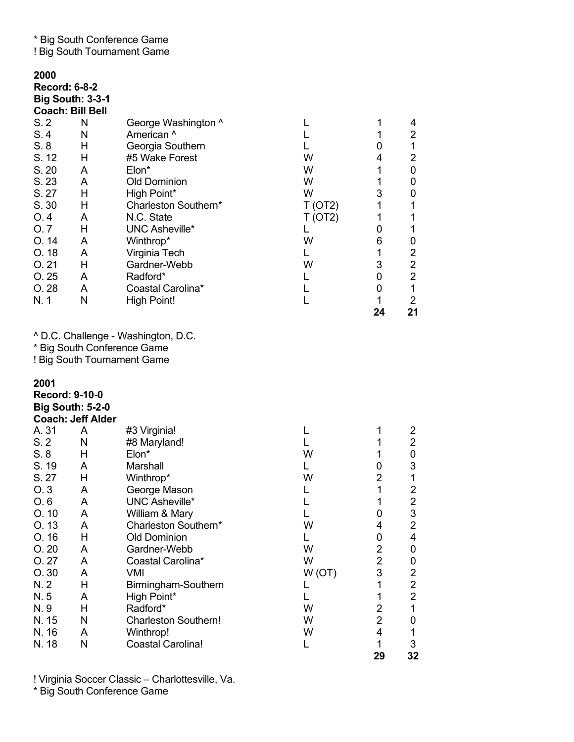\* Big South Conference Game
! Big South Tournament Game

**2000**
**Record: 6-8-2**
**Big South: 3-3-1**
**Coach: Bill Bell**

| | | | | | |
|---|---|---|---|---|---|
| S. 2 | N | George Washington ^ | L | 1 | 4 |
| S. 4 | N | American ^ | L | 1 | 2 |
| S. 8 | H | Georgia Southern | L | 0 | 1 |
| S. 12 | H | #5 Wake Forest | W | 4 | 2 |
| S. 20 | A | Elon* | W | 1 | 0 |
| S. 23 | A | Old Dominion | W | 1 | 0 |
| S. 27 | H | High Point* | W | 3 | 0 |
| S. 30 | H | Charleston Southern* | T (OT2) | 1 | 1 |
| O. 4 | A | N.C. State | T (OT2) | 1 | 1 |
| O. 7 | H | UNC Asheville* | L | 0 | 1 |
| O. 14 | A | Winthrop* | W | 6 | 0 |
| O. 18 | A | Virginia Tech | L | 1 | 2 |
| O. 21 | H | Gardner-Webb | W | 3 | 2 |
| O. 25 | A | Radford* | L | 0 | 2 |
| O. 28 | A | Coastal Carolina* | L | 0 | 1 |
| N. 1 | N | High Point! | L | 1 | 2 |
| | | | | **24** | **21** |

^ D.C. Challenge - Washington, D.C.
\* Big South Conference Game
! Big South Tournament Game

**2001**
**Record: 9-10-0**
**Big South: 5-2-0**
**Coach: Jeff Alder**

| | | | | | |
|---|---|---|---|---|---|
| A. 31 | A | #3 Virginia! | L | 1 | 2 |
| S. 2 | N | #8 Maryland! | L | 1 | 2 |
| S. 8 | H | Elon* | W | 1 | 0 |
| S. 19 | A | Marshall | L | 0 | 3 |
| S. 27 | H | Winthrop* | W | 2 | 1 |
| O. 3 | A | George Mason | L | 1 | 2 |
| O. 6 | A | UNC Asheville* | L | 1 | 2 |
| O. 10 | A | William & Mary | L | 0 | 3 |
| O. 13 | A | Charleston Southern* | W | 4 | 2 |
| O. 16 | H | Old Dominion | L | 0 | 4 |
| O. 20 | A | Gardner-Webb | W | 2 | 0 |
| O. 27 | A | Coastal Carolina* | W | 2 | 0 |
| O. 30 | A | VMI | W (OT) | 3 | 2 |
| N. 2 | H | Birmingham-Southern | L | 1 | 2 |
| N. 5 | A | High Point* | L | 1 | 2 |
| N. 9 | H | Radford* | W | 2 | 1 |
| N. 15 | N | Charleston Southern! | W | 2 | 0 |
| N. 16 | A | Winthrop! | W | 4 | 1 |
| N. 18 | N | Coastal Carolina! | L | 1 | 3 |
| | | | | **29** | **32** |

! Virginia Soccer Classic – Charlottesville, Va.
\* Big South Conference Game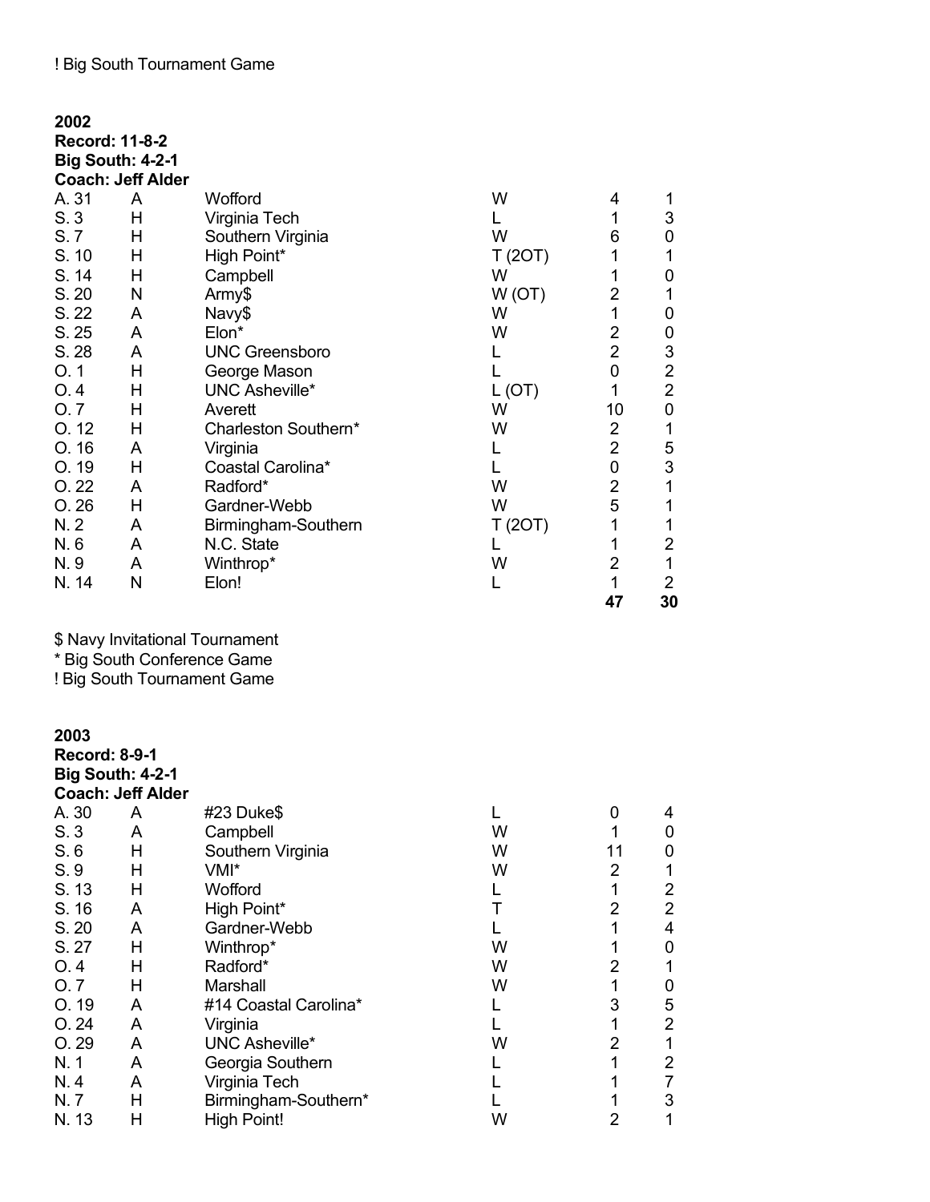! Big South Tournament Game

## 2002

**Record: 11-8-2**
**Big South: 4-2-1**
**Coach: Jeff Alder**

| Date | Site | Opponent | Result | | |
|---|---|---|---|---|---|
| A. 31 | A | Wofford | W | 4 | 1 |
| S. 3 | H | Virginia Tech | L | 1 | 3 |
| S. 7 | H | Southern Virginia | W | 6 | 0 |
| S. 10 | H | High Point* | T (2OT) | 1 | 1 |
| S. 14 | H | Campbell | W | 1 | 0 |
| S. 20 | N | Army$ | W (OT) | 2 | 1 |
| S. 22 | A | Navy$ | W | 1 | 0 |
| S. 25 | A | Elon* | W | 2 | 0 |
| S. 28 | A | UNC Greensboro | L | 2 | 3 |
| O. 1 | H | George Mason | L | 0 | 2 |
| O. 4 | H | UNC Asheville* | L (OT) | 1 | 2 |
| O. 7 | H | Averett | W | 10 | 0 |
| O. 12 | H | Charleston Southern* | W | 2 | 1 |
| O. 16 | A | Virginia | L | 2 | 5 |
| O. 19 | H | Coastal Carolina* | L | 0 | 3 |
| O. 22 | A | Radford* | W | 2 | 1 |
| O. 26 | H | Gardner-Webb | W | 5 | 1 |
| N. 2 | A | Birmingham-Southern | T (2OT) | 1 | 1 |
| N. 6 | A | N.C. State | L | 1 | 2 |
| N. 9 | A | Winthrop* | W | 2 | 1 |
| N. 14 | N | Elon! | L | 1 | 2 |
| | | | | **47** | **30** |

$ Navy Invitational Tournament
* Big South Conference Game
! Big South Tournament Game

## 2003

**Record: 8-9-1**
**Big South: 4-2-1**
**Coach: Jeff Alder**

| Date | Site | Opponent | Result | | |
|---|---|---|---|---|---|
| A. 30 | A | #23 Duke$ | L | 0 | 4 |
| S. 3 | A | Campbell | W | 1 | 0 |
| S. 6 | H | Southern Virginia | W | 11 | 0 |
| S. 9 | H | VMI* | W | 2 | 1 |
| S. 13 | H | Wofford | L | 1 | 2 |
| S. 16 | A | High Point* | T | 2 | 2 |
| S. 20 | A | Gardner-Webb | L | 1 | 4 |
| S. 27 | H | Winthrop* | W | 1 | 0 |
| O. 4 | H | Radford* | W | 2 | 1 |
| O. 7 | H | Marshall | W | 1 | 0 |
| O. 19 | A | #14 Coastal Carolina* | L | 3 | 5 |
| O. 24 | A | Virginia | L | 1 | 2 |
| O. 29 | A | UNC Asheville* | W | 2 | 1 |
| N. 1 | A | Georgia Southern | L | 1 | 2 |
| N. 4 | A | Virginia Tech | L | 1 | 7 |
| N. 7 | H | Birmingham-Southern* | L | 1 | 3 |
| N. 13 | H | High Point! | W | 2 | 1 |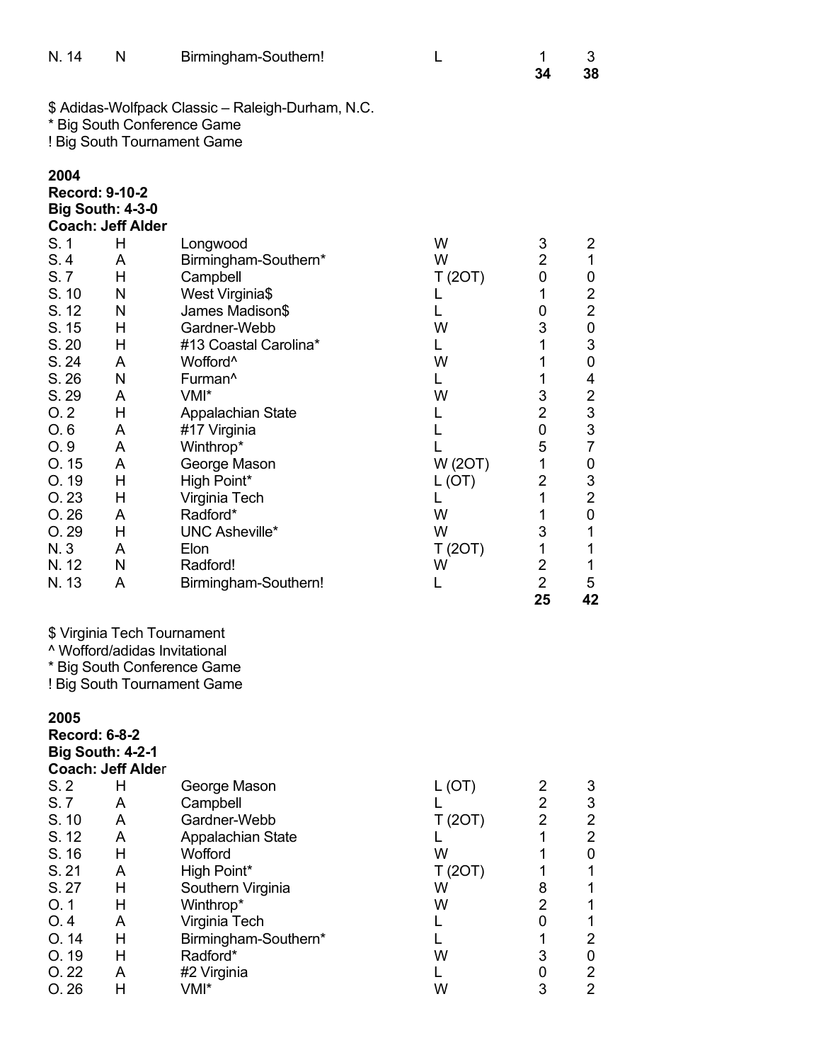| | | | | | |
|---|---|---|---|---|---|
| N. 14 | N | Birmingham-Southern! | L | 1 | 3 |
| | | | | **34** | **38** |

$ Adidas-Wolfpack Classic – Raleigh-Durham, N.C.
* Big South Conference Game
! Big South Tournament Game

**2004**
**Record: 9-10-2**
**Big South: 4-3-0**
**Coach: Jeff Alder**

| | | | | | |
|---|---|---|---|---|---|
| S. 1 | H | Longwood | W | 3 | 2 |
| S. 4 | A | Birmingham-Southern* | W | 2 | 1 |
| S. 7 | H | Campbell | T (2OT) | 0 | 0 |
| S. 10 | N | West Virginia$ | L | 1 | 2 |
| S. 12 | N | James Madison$ | L | 0 | 2 |
| S. 15 | H | Gardner-Webb | W | 3 | 0 |
| S. 20 | H | #13 Coastal Carolina* | L | 1 | 3 |
| S. 24 | A | Wofford^ | W | 1 | 0 |
| S. 26 | N | Furman^ | L | 1 | 4 |
| S. 29 | A | VMI* | W | 3 | 2 |
| O. 2 | H | Appalachian State | L | 2 | 3 |
| O. 6 | A | #17 Virginia | L | 0 | 3 |
| O. 9 | A | Winthrop* | L | 5 | 7 |
| O. 15 | A | George Mason | W (2OT) | 1 | 0 |
| O. 19 | H | High Point* | L (OT) | 2 | 3 |
| O. 23 | H | Virginia Tech | L | 1 | 2 |
| O. 26 | A | Radford* | W | 1 | 0 |
| O. 29 | H | UNC Asheville* | W | 3 | 1 |
| N. 3 | A | Elon | T (2OT) | 1 | 1 |
| N. 12 | N | Radford! | W | 2 | 1 |
| N. 13 | A | Birmingham-Southern! | L | 2 | 5 |
| | | | | **25** | **42** |

$ Virginia Tech Tournament
^ Wofford/adidas Invitational
* Big South Conference Game
! Big South Tournament Game

**2005**
**Record: 6-8-2**
**Big South: 4-2-1**
**Coach: Jeff Alder**

| | | | | | |
|---|---|---|---|---|---|
| S. 2 | H | George Mason | L (OT) | 2 | 3 |
| S. 7 | A | Campbell | L | 2 | 3 |
| S. 10 | A | Gardner-Webb | T (2OT) | 2 | 2 |
| S. 12 | A | Appalachian State | L | 1 | 2 |
| S. 16 | H | Wofford | W | 1 | 0 |
| S. 21 | A | High Point* | T (2OT) | 1 | 1 |
| S. 27 | H | Southern Virginia | W | 8 | 1 |
| O. 1 | H | Winthrop* | W | 2 | 1 |
| O. 4 | A | Virginia Tech | L | 0 | 1 |
| O. 14 | H | Birmingham-Southern* | L | 1 | 2 |
| O. 19 | H | Radford* | W | 3 | 0 |
| O. 22 | A | #2 Virginia | L | 0 | 2 |
| O. 26 | H | VMI* | W | 3 | 2 |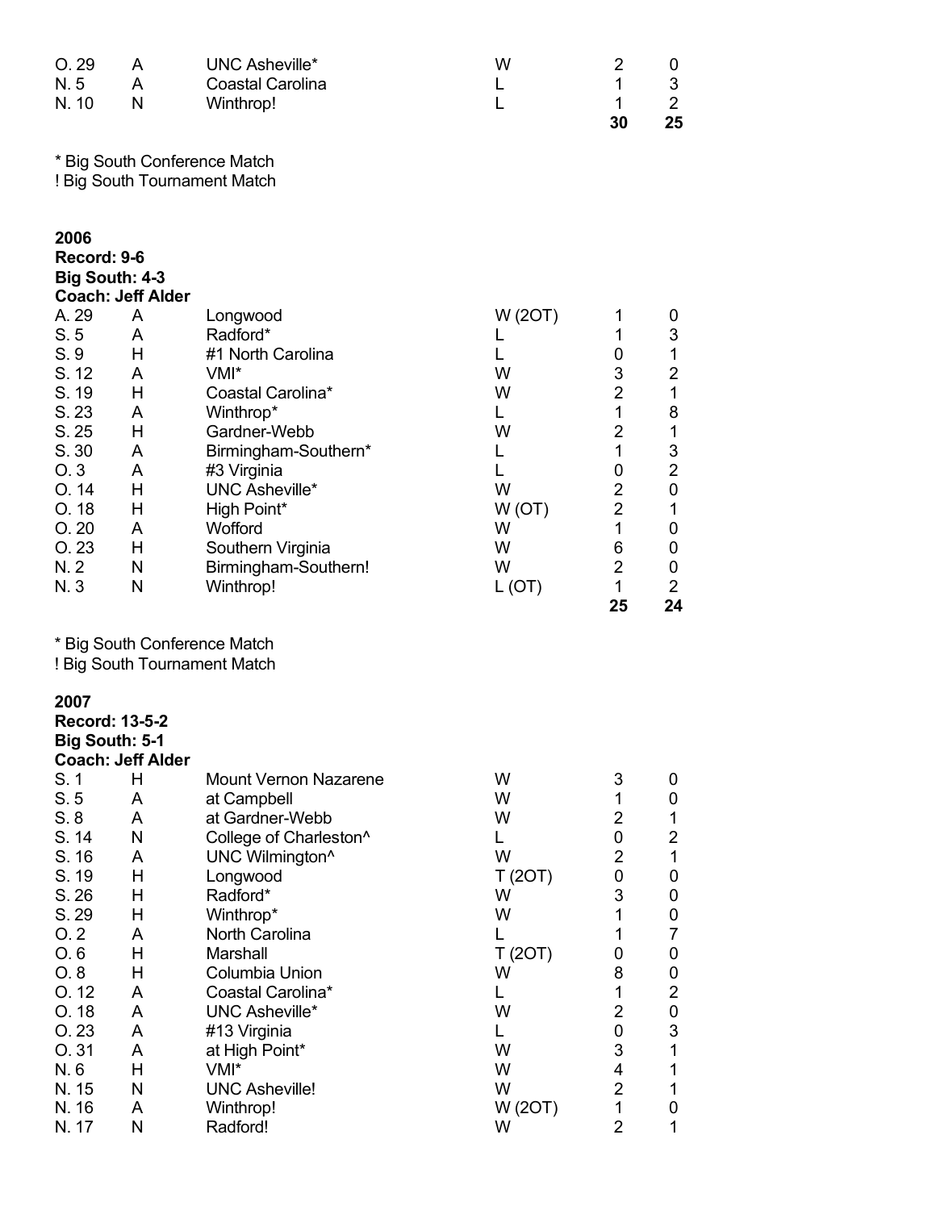| | | | | | |
|---|---|---|---|---|---|
| O. 29 | A | UNC Asheville* | W | 2 | 0 |
| N. 5 | A | Coastal Carolina | L | 1 | 3 |
| N. 10 | N | Winthrop! | L | 1 | 2 |
| | | | | **30** | **25** |

\* Big South Conference Match
! Big South Tournament Match

**2006**
**Record: 9-6**
**Big South: 4-3**
**Coach: Jeff Alder**

| | | | | | |
|---|---|---|---|---|---|
| A. 29 | A | Longwood | W (2OT) | 1 | 0 |
| S. 5 | A | Radford* | L | 1 | 3 |
| S. 9 | H | #1 North Carolina | L | 0 | 1 |
| S. 12 | A | VMI* | W | 3 | 2 |
| S. 19 | H | Coastal Carolina* | W | 2 | 1 |
| S. 23 | A | Winthrop* | L | 1 | 8 |
| S. 25 | H | Gardner-Webb | W | 2 | 1 |
| S. 30 | A | Birmingham-Southern* | L | 1 | 3 |
| O. 3 | A | #3 Virginia | L | 0 | 2 |
| O. 14 | H | UNC Asheville* | W | 2 | 0 |
| O. 18 | H | High Point* | W (OT) | 2 | 1 |
| O. 20 | A | Wofford | W | 1 | 0 |
| O. 23 | H | Southern Virginia | W | 6 | 0 |
| N. 2 | N | Birmingham-Southern! | W | 2 | 0 |
| N. 3 | N | Winthrop! | L (OT) | 1 | 2 |
| | | | | **25** | **24** |

\* Big South Conference Match
! Big South Tournament Match

**2007**
**Record: 13-5-2**
**Big South: 5-1**
**Coach: Jeff Alder**

| | | | | | |
|---|---|---|---|---|---|
| S. 1 | H | Mount Vernon Nazarene | W | 3 | 0 |
| S. 5 | A | at Campbell | W | 1 | 0 |
| S. 8 | A | at Gardner-Webb | W | 2 | 1 |
| S. 14 | N | College of Charleston^ | L | 0 | 2 |
| S. 16 | A | UNC Wilmington^ | W | 2 | 1 |
| S. 19 | H | Longwood | T (2OT) | 0 | 0 |
| S. 26 | H | Radford* | W | 3 | 0 |
| S. 29 | H | Winthrop* | W | 1 | 0 |
| O. 2 | A | North Carolina | L | 1 | 7 |
| O. 6 | H | Marshall | T (2OT) | 0 | 0 |
| O. 8 | H | Columbia Union | W | 8 | 0 |
| O. 12 | A | Coastal Carolina* | L | 1 | 2 |
| O. 18 | A | UNC Asheville* | W | 2 | 0 |
| O. 23 | A | #13 Virginia | L | 0 | 3 |
| O. 31 | A | at High Point* | W | 3 | 1 |
| N. 6 | H | VMI* | W | 4 | 1 |
| N. 15 | N | UNC Asheville! | W | 2 | 1 |
| N. 16 | A | Winthrop! | W (2OT) | 1 | 0 |
| N. 17 | N | Radford! | W | 2 | 1 |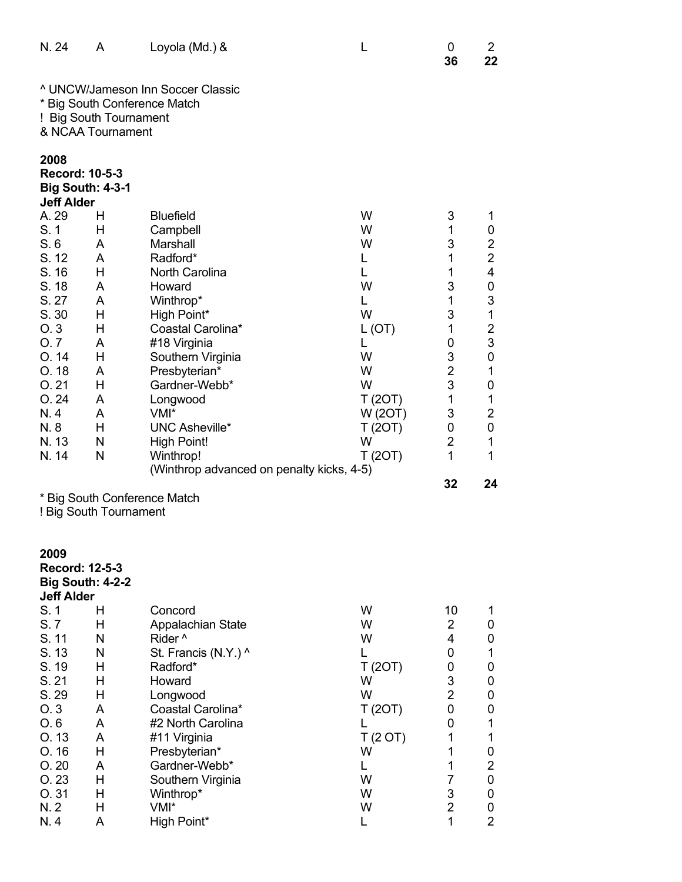| | | | | | |
|---|---|---|---|---|---|
| N. 24 | A | Loyola (Md.) & | L | 0 | 2 |
| | | | | **36** | **22** |

^ UNCW/Jameson Inn Soccer Classic
* Big South Conference Match
! Big South Tournament
& NCAA Tournament

**2008**
**Record: 10-5-3**
**Big South: 4-3-1**
**Jeff Alder**

| | | | | | |
|---|---|---|---|---|---|
| A. 29 | H | Bluefield | W | 3 | 1 |
| S. 1 | H | Campbell | W | 1 | 0 |
| S. 6 | A | Marshall | W | 3 | 2 |
| S. 12 | A | Radford* | L | 1 | 2 |
| S. 16 | H | North Carolina | L | 1 | 4 |
| S. 18 | A | Howard | W | 3 | 0 |
| S. 27 | A | Winthrop* | L | 1 | 3 |
| S. 30 | H | High Point* | W | 3 | 1 |
| O. 3 | H | Coastal Carolina* | L (OT) | 1 | 2 |
| O. 7 | A | #18 Virginia | L | 0 | 3 |
| O. 14 | H | Southern Virginia | W | 3 | 0 |
| O. 18 | A | Presbyterian* | W | 2 | 1 |
| O. 21 | H | Gardner-Webb* | W | 3 | 0 |
| O. 24 | A | Longwood | T (2OT) | 1 | 1 |
| N. 4 | A | VMI* | W (2OT) | 3 | 2 |
| N. 8 | H | UNC Asheville* | T (2OT) | 0 | 0 |
| N. 13 | N | High Point! | W | 2 | 1 |
| N. 14 | N | Winthrop! | T (2OT) | 1 | 1 |
| | | (Winthrop advanced on penalty kicks, 4-5) | | | |
| | | | | **32** | **24** |

* Big South Conference Match
! Big South Tournament

**2009**
**Record: 12-5-3**
**Big South: 4-2-2**
**Jeff Alder**

| | | | | | |
|---|---|---|---|---|---|
| S. 1 | H | Concord | W | 10 | 1 |
| S. 7 | H | Appalachian State | W | 2 | 0 |
| S. 11 | N | Rider ^ | W | 4 | 0 |
| S. 13 | N | St. Francis (N.Y.) ^ | L | 0 | 1 |
| S. 19 | H | Radford* | T (2OT) | 0 | 0 |
| S. 21 | H | Howard | W | 3 | 0 |
| S. 29 | H | Longwood | W | 2 | 0 |
| O. 3 | A | Coastal Carolina* | T (2OT) | 0 | 0 |
| O. 6 | A | #2 North Carolina | L | 0 | 1 |
| O. 13 | A | #11 Virginia | T (2 OT) | 1 | 1 |
| O. 16 | H | Presbyterian* | W | 1 | 0 |
| O. 20 | A | Gardner-Webb* | L | 1 | 2 |
| O. 23 | H | Southern Virginia | W | 7 | 0 |
| O. 31 | H | Winthrop* | W | 3 | 0 |
| N. 2 | H | VMI* | W | 2 | 0 |
| N. 4 | A | High Point* | L | 1 | 2 |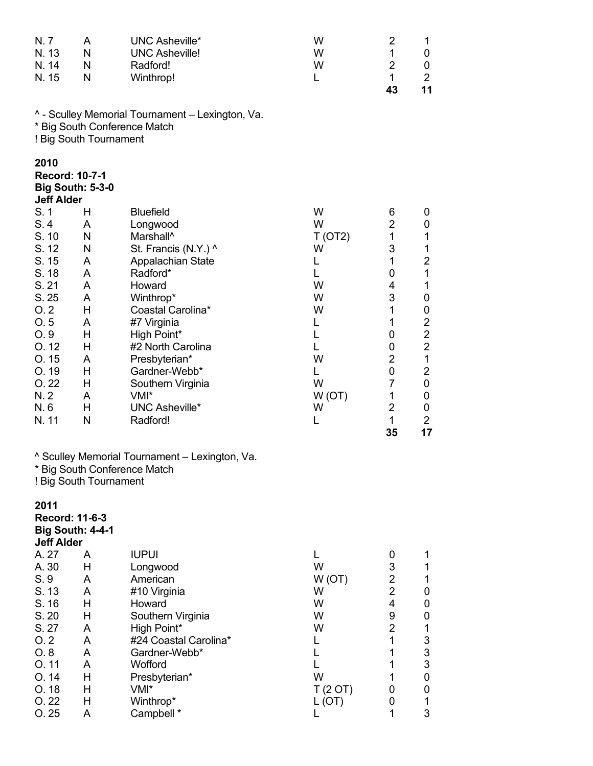| | | | | | |
|---|---|---|---|---|---|
| N. 7 | A | UNC Asheville* | W | 2 | 1 |
| N. 13 | N | UNC Asheville! | W | 1 | 0 |
| N. 14 | N | Radford! | W | 2 | 0 |
| N. 15 | N | Winthrop! | L | 1 | 2 |
| | | | | **43** | **11** |

^ - Sculley Memorial Tournament – Lexington, Va.
* Big South Conference Match
! Big South Tournament

**2010**
**Record: 10-7-1**
**Big South: 5-3-0**
**Jeff Alder**

| | | | | | |
|---|---|---|---|---|---|
| S. 1 | H | Bluefield | W | 6 | 0 |
| S. 4 | A | Longwood | W | 2 | 0 |
| S. 10 | N | Marshall^ | T (OT2) | 1 | 1 |
| S. 12 | N | St. Francis (N.Y.) ^ | W | 3 | 1 |
| S. 15 | A | Appalachian State | L | 1 | 2 |
| S. 18 | A | Radford* | L | 0 | 1 |
| S. 21 | A | Howard | W | 4 | 1 |
| S. 25 | A | Winthrop* | W | 3 | 0 |
| O. 2 | H | Coastal Carolina* | W | 1 | 0 |
| O. 5 | A | #7 Virginia | L | 1 | 2 |
| O. 9 | H | High Point* | L | 0 | 2 |
| O. 12 | H | #2 North Carolina | L | 0 | 2 |
| O. 15 | A | Presbyterian* | W | 2 | 1 |
| O. 19 | H | Gardner-Webb* | L | 0 | 2 |
| O. 22 | H | Southern Virginia | W | 7 | 0 |
| N. 2 | A | VMI* | W (OT) | 1 | 0 |
| N. 6 | H | UNC Asheville* | W | 2 | 0 |
| N. 11 | N | Radford! | L | 1 | 2 |
| | | | | **35** | **17** |

^ Sculley Memorial Tournament – Lexington, Va.
* Big South Conference Match
! Big South Tournament

**2011**
**Record: 11-6-3**
**Big South: 4-4-1**
**Jeff Alder**

| | | | | | |
|---|---|---|---|---|---|
| A. 27 | A | IUPUI | L | 0 | 1 |
| A. 30 | H | Longwood | W | 3 | 1 |
| S. 9 | A | American | W (OT) | 2 | 1 |
| S. 13 | A | #10 Virginia | W | 2 | 0 |
| S. 16 | H | Howard | W | 4 | 0 |
| S. 20 | H | Southern Virginia | W | 9 | 0 |
| S. 27 | A | High Point* | W | 2 | 1 |
| O. 2 | A | #24 Coastal Carolina* | L | 1 | 3 |
| O. 8 | A | Gardner-Webb* | L | 1 | 3 |
| O. 11 | A | Wofford | L | 1 | 3 |
| O. 14 | H | Presbyterian* | W | 1 | 0 |
| O. 18 | H | VMI* | T (2 OT) | 0 | 0 |
| O. 22 | H | Winthrop* | L (OT) | 0 | 1 |
| O. 25 | A | Campbell * | L | 1 | 3 |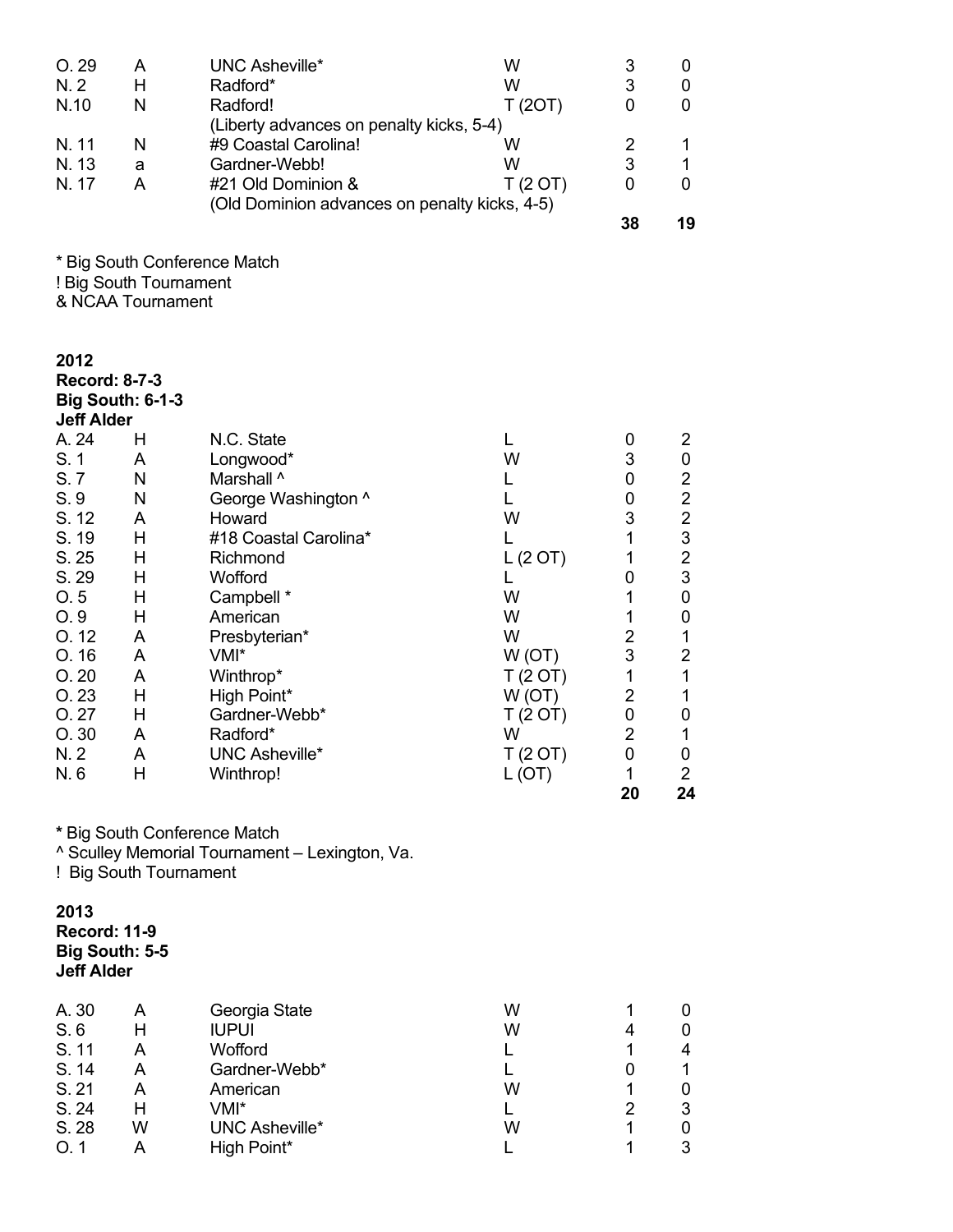| | | | | | |
|---|---|---|---|---|---|
| O. 29 | A | UNC Asheville* | W | 3 | 0 |
| N. 2 | H | Radford* | W | 3 | 0 |
| N.10 | N | Radford! | T (2OT) | 0 | 0 |
| | | (Liberty advances on penalty kicks, 5-4) | | | |
| N. 11 | N | #9 Coastal Carolina! | W | 2 | 1 |
| N. 13 | a | Gardner-Webb! | W | 3 | 1 |
| N. 17 | A | #21 Old Dominion & | T (2 OT) | 0 | 0 |
| | | (Old Dominion advances on penalty kicks, 4-5) | | | |
| | | | | **38** | **19** |

* Big South Conference Match
! Big South Tournament
& NCAA Tournament

**2012**
**Record: 8-7-3**
**Big South: 6-1-3**
**Jeff Alder**

| | | | | | |
|---|---|---|---|---|---|
| A. 24 | H | N.C. State | L | 0 | 2 |
| S. 1 | A | Longwood* | W | 3 | 0 |
| S. 7 | N | Marshall ^ | L | 0 | 2 |
| S. 9 | N | George Washington ^ | L | 0 | 2 |
| S. 12 | A | Howard | W | 3 | 2 |
| S. 19 | H | #18 Coastal Carolina* | L | 1 | 3 |
| S. 25 | H | Richmond | L (2 OT) | 1 | 2 |
| S. 29 | H | Wofford | L | 0 | 3 |
| O. 5 | H | Campbell * | W | 1 | 0 |
| O. 9 | H | American | W | 1 | 0 |
| O. 12 | A | Presbyterian* | W | 2 | 1 |
| O. 16 | A | VMI* | W (OT) | 3 | 2 |
| O. 20 | A | Winthrop* | T (2 OT) | 1 | 1 |
| O. 23 | H | High Point* | W (OT) | 2 | 1 |
| O. 27 | H | Gardner-Webb* | T (2 OT) | 0 | 0 |
| O. 30 | A | Radford* | W | 2 | 1 |
| N. 2 | A | UNC Asheville* | T (2 OT) | 0 | 0 |
| N. 6 | H | Winthrop! | L (OT) | 1 | 2 |
| | | | | **20** | **24** |

**\*** Big South Conference Match
^ Sculley Memorial Tournament – Lexington, Va.
! Big South Tournament

**2013**
**Record: 11-9**
**Big South: 5-5**
**Jeff Alder**

| | | | | | |
|---|---|---|---|---|---|
| A. 30 | A | Georgia State | W | 1 | 0 |
| S. 6 | H | IUPUI | W | 4 | 0 |
| S. 11 | A | Wofford | L | 1 | 4 |
| S. 14 | A | Gardner-Webb* | L | 0 | 1 |
| S. 21 | A | American | W | 1 | 0 |
| S. 24 | H | VMI* | L | 2 | 3 |
| S. 28 | W | UNC Asheville* | W | 1 | 0 |
| O. 1 | A | High Point* | L | 1 | 3 |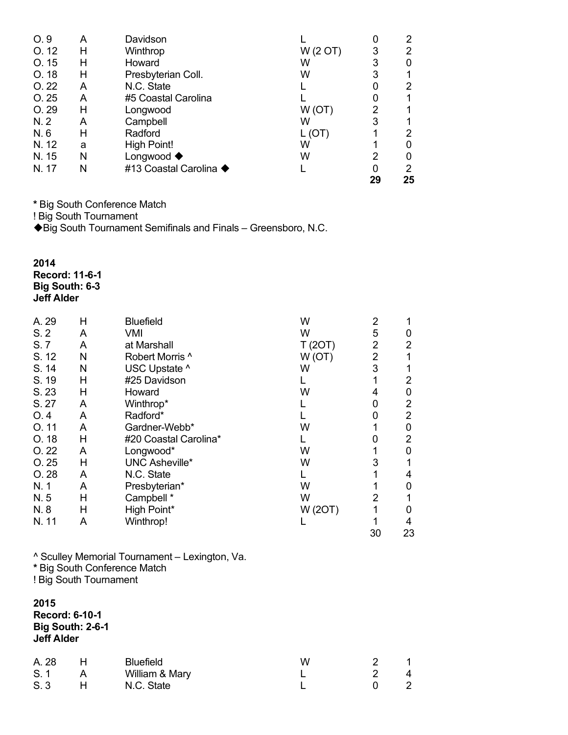| | | | | | |
|---|---|---|---|---|---|
| O. 9 | A | Davidson | L | 0 | 2 |
| O. 12 | H | Winthrop | W (2 OT) | 3 | 2 |
| O. 15 | H | Howard | W | 3 | 0 |
| O. 18 | H | Presbyterian Coll. | W | 3 | 1 |
| O. 22 | A | N.C. State | L | 0 | 2 |
| O. 25 | A | #5 Coastal Carolina | L | 0 | 1 |
| O. 29 | H | Longwood | W (OT) | 2 | 1 |
| N. 2 | A | Campbell | W | 3 | 1 |
| N. 6 | H | Radford | L (OT) | 1 | 2 |
| N. 12 | a | High Point! | W | 1 | 0 |
| N. 15 | N | Longwood ◆ | W | 2 | 0 |
| N. 17 | N | #13 Coastal Carolina ◆ | L | 0 | 2 |
| | | | | **29** | **25** |

**\*** Big South Conference Match
! Big South Tournament
◆Big South Tournament Semifinals and Finals – Greensboro, N.C.

**2014**
**Record: 11-6-1**
**Big South: 6-3**
**Jeff Alder**

| | | | | | |
|---|---|---|---|---|---|
| A. 29 | H | Bluefield | W | 2 | 1 |
| S. 2 | A | VMI | W | 5 | 0 |
| S. 7 | A | at Marshall | T (2OT) | 2 | 2 |
| S. 12 | N | Robert Morris ^ | W (OT) | 2 | 1 |
| S. 14 | N | USC Upstate ^ | W | 3 | 1 |
| S. 19 | H | #25 Davidson | L | 1 | 2 |
| S. 23 | H | Howard | W | 4 | 0 |
| S. 27 | A | Winthrop* | L | 0 | 2 |
| O. 4 | A | Radford* | L | 0 | 2 |
| O. 11 | A | Gardner-Webb* | W | 1 | 0 |
| O. 18 | H | #20 Coastal Carolina* | L | 0 | 2 |
| O. 22 | A | Longwood* | W | 1 | 0 |
| O. 25 | H | UNC Asheville* | W | 3 | 1 |
| O. 28 | A | N.C. State | L | 1 | 4 |
| N. 1 | A | Presbyterian* | W | 1 | 0 |
| N. 5 | H | Campbell * | W | 2 | 1 |
| N. 8 | H | High Point* | W (2OT) | 1 | 0 |
| N. 11 | A | Winthrop! | L | 1 | 4 |
| | | | | 30 | 23 |

^ Sculley Memorial Tournament – Lexington, Va.
**\*** Big South Conference Match
! Big South Tournament

**2015**
**Record: 6-10-1**
**Big South: 2-6-1**
**Jeff Alder**

| | | | | | |
|---|---|---|---|---|---|
| A. 28 | H | Bluefield | W | 2 | 1 |
| S. 1 | A | William & Mary | L | 2 | 4 |
| S. 3 | H | N.C. State | L | 0 | 2 |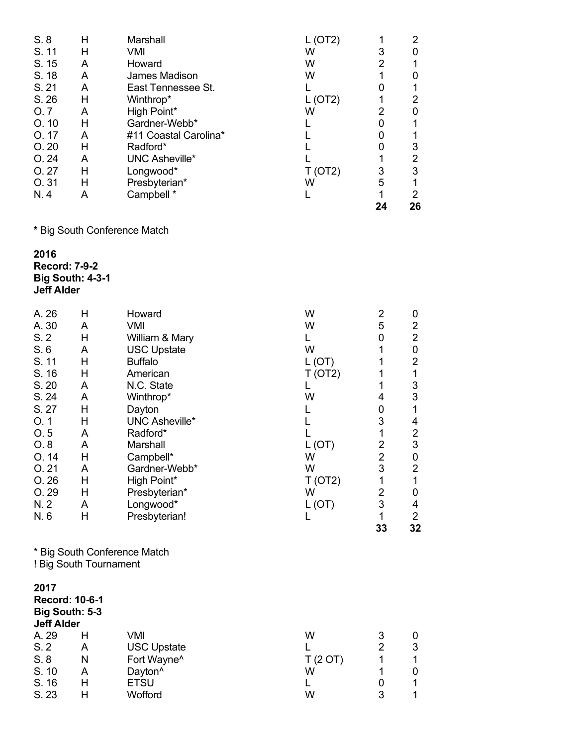| | | | | | |
|---|---|---|---|---|---|
| S. 8 | H | Marshall | L (OT2) | 1 | 2 |
| S. 11 | H | VMI | W | 3 | 0 |
| S. 15 | A | Howard | W | 2 | 1 |
| S. 18 | A | James Madison | W | 1 | 0 |
| S. 21 | A | East Tennessee St. | L | 0 | 1 |
| S. 26 | H | Winthrop* | L (OT2) | 1 | 2 |
| O. 7 | A | High Point* | W | 2 | 0 |
| O. 10 | H | Gardner-Webb* | L | 0 | 1 |
| O. 17 | A | #11 Coastal Carolina* | L | 0 | 1 |
| O. 20 | H | Radford* | L | 0 | 3 |
| O. 24 | A | UNC Asheville* | L | 1 | 2 |
| O. 27 | H | Longwood* | T (OT2) | 3 | 3 |
| O. 31 | H | Presbyterian* | W | 5 | 1 |
| N. 4 | A | Campbell * | L | 1 | 2 |
| | | | | **24** | **26** |

**\*** Big South Conference Match

**2016**
**Record: 7-9-2**
**Big South: 4-3-1**
**Jeff Alder**

| | | | | | |
|---|---|---|---|---|---|
| A. 26 | H | Howard | W | 2 | 0 |
| A. 30 | A | VMI | W | 5 | 2 |
| S. 2 | H | William & Mary | L | 0 | 2 |
| S. 6 | A | USC Upstate | W | 1 | 0 |
| S. 11 | H | Buffalo | L (OT) | 1 | 2 |
| S. 16 | H | American | T (OT2) | 1 | 1 |
| S. 20 | A | N.C. State | L | 1 | 3 |
| S. 24 | A | Winthrop* | W | 4 | 3 |
| S. 27 | H | Dayton | L | 0 | 1 |
| O. 1 | H | UNC Asheville* | L | 3 | 4 |
| O. 5 | A | Radford* | L | 1 | 2 |
| O. 8 | A | Marshall | L (OT) | 2 | 3 |
| O. 14 | H | Campbell* | W | 2 | 0 |
| O. 21 | A | Gardner-Webb* | W | 3 | 2 |
| O. 26 | H | High Point* | T (OT2) | 1 | 1 |
| O. 29 | H | Presbyterian* | W | 2 | 0 |
| N. 2 | A | Longwood* | L (OT) | 3 | 4 |
| N. 6 | H | Presbyterian! | L | 1 | 2 |
| | | | | **33** | **32** |

\* Big South Conference Match
! Big South Tournament

**2017**
**Record: 10-6-1**
**Big South: 5-3**
**Jeff Alder**

| | | | | | |
|---|---|---|---|---|---|
| A. 29 | H | VMI | W | 3 | 0 |
| S. 2 | A | USC Upstate | L | 2 | 3 |
| S. 8 | N | Fort Wayne^ | T (2 OT) | 1 | 1 |
| S. 10 | A | Dayton^ | W | 1 | 0 |
| S. 16 | H | ETSU | L | 0 | 1 |
| S. 23 | H | Wofford | W | 3 | 1 |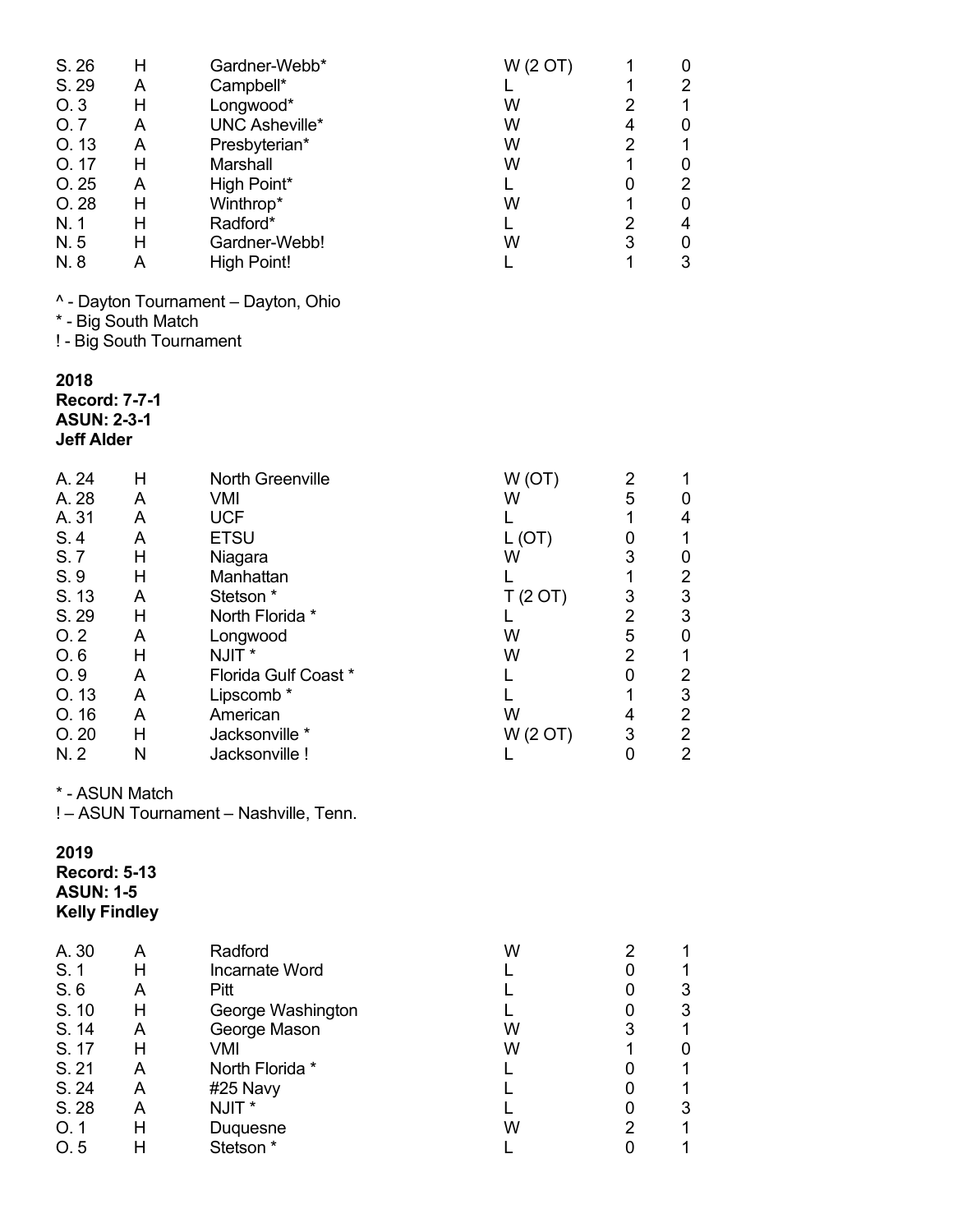| | | | | | |
|---|---|---|---|---|---|
| S. 26 | H | Gardner-Webb* | W (2 OT) | 1 | 0 |
| S. 29 | A | Campbell* | L | 1 | 2 |
| O. 3 | H | Longwood* | W | 2 | 1 |
| O. 7 | A | UNC Asheville* | W | 4 | 0 |
| O. 13 | A | Presbyterian* | W | 2 | 1 |
| O. 17 | H | Marshall | W | 1 | 0 |
| O. 25 | A | High Point* | L | 0 | 2 |
| O. 28 | H | Winthrop* | W | 1 | 0 |
| N. 1 | H | Radford* | L | 2 | 4 |
| N. 5 | H | Gardner-Webb! | W | 3 | 0 |
| N. 8 | A | High Point! | L | 1 | 3 |

^ - Dayton Tournament – Dayton, Ohio
* - Big South Match
! - Big South Tournament

**2018**
**Record: 7-7-1**
**ASUN: 2-3-1**
**Jeff Alder**

| | | | | | |
|---|---|---|---|---|---|
| A. 24 | H | North Greenville | W (OT) | 2 | 1 |
| A. 28 | A | VMI | W | 5 | 0 |
| A. 31 | A | UCF | L | 1 | 4 |
| S. 4 | A | ETSU | L (OT) | 0 | 1 |
| S. 7 | H | Niagara | W | 3 | 0 |
| S. 9 | H | Manhattan | L | 1 | 2 |
| S. 13 | A | Stetson * | T (2 OT) | 3 | 3 |
| S. 29 | H | North Florida * | L | 2 | 3 |
| O. 2 | A | Longwood | W | 5 | 0 |
| O. 6 | H | NJIT * | W | 2 | 1 |
| O. 9 | A | Florida Gulf Coast * | L | 0 | 2 |
| O. 13 | A | Lipscomb * | L | 1 | 3 |
| O. 16 | A | American | W | 4 | 2 |
| O. 20 | H | Jacksonville * | W (2 OT) | 3 | 2 |
| N. 2 | N | Jacksonville ! | L | 0 | 2 |

* - ASUN Match
! – ASUN Tournament – Nashville, Tenn.

**2019**
**Record: 5-13**
**ASUN: 1-5**
**Kelly Findley**

| | | | | | |
|---|---|---|---|---|---|
| A. 30 | A | Radford | W | 2 | 1 |
| S. 1 | H | Incarnate Word | L | 0 | 1 |
| S. 6 | A | Pitt | L | 0 | 3 |
| S. 10 | H | George Washington | L | 0 | 3 |
| S. 14 | A | George Mason | W | 3 | 1 |
| S. 17 | H | VMI | W | 1 | 0 |
| S. 21 | A | North Florida * | L | 0 | 1 |
| S. 24 | A | #25 Navy | L | 0 | 1 |
| S. 28 | A | NJIT * | L | 0 | 3 |
| O. 1 | H | Duquesne | W | 2 | 1 |
| O. 5 | H | Stetson * | L | 0 | 1 |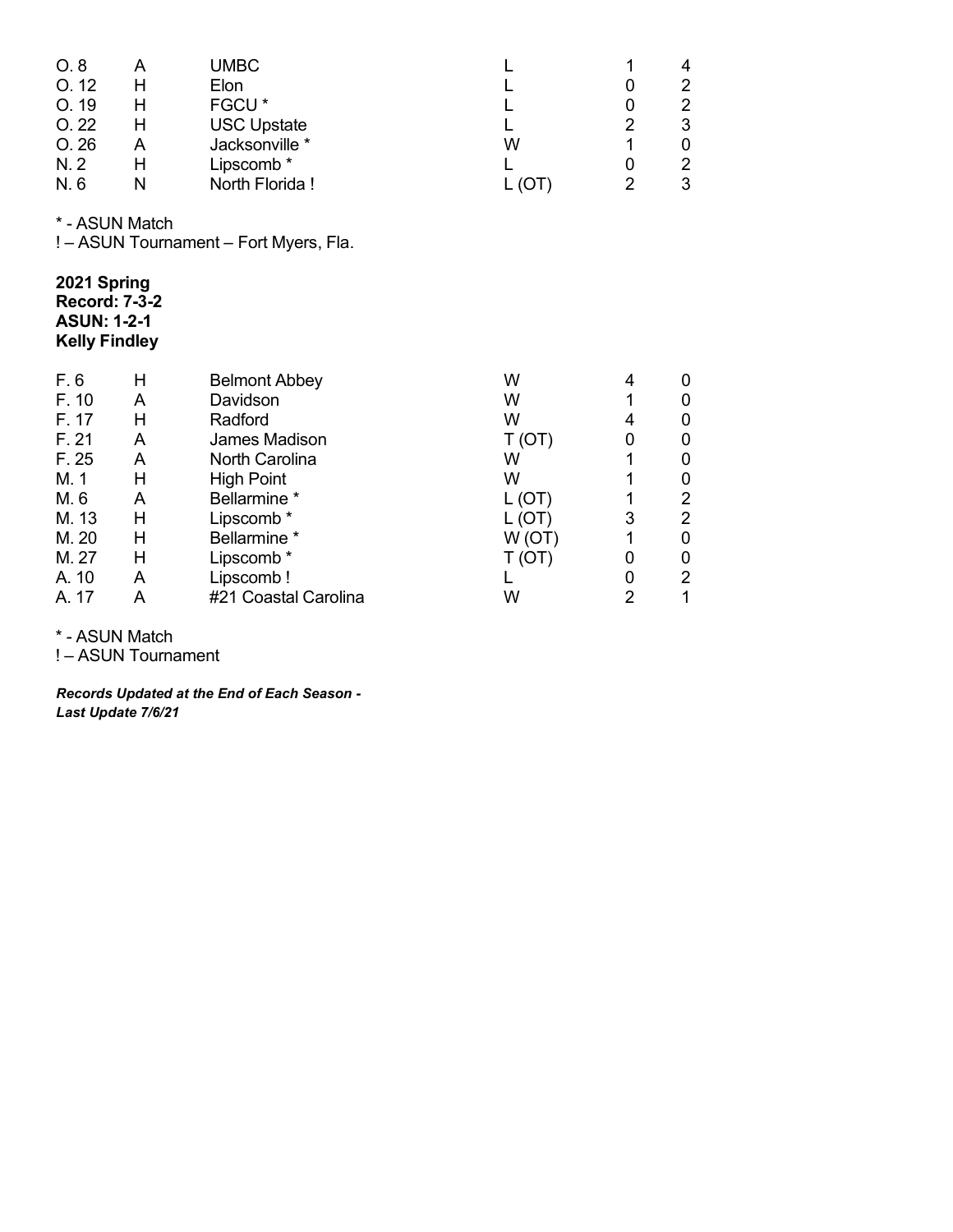| | | | | | |
|---|---|---|---|---|---|
| O. 8 | A | UMBC | L | 1 | 4 |
| O. 12 | H | Elon | L | 0 | 2 |
| O. 19 | H | FGCU * | L | 0 | 2 |
| O. 22 | H | USC Upstate | L | 2 | 3 |
| O. 26 | A | Jacksonville * | W | 1 | 0 |
| N. 2 | H | Lipscomb * | L | 0 | 2 |
| N. 6 | N | North Florida ! | L (OT) | 2 | 3 |

\* - ASUN Match
! – ASUN Tournament – Fort Myers, Fla.

**2021 Spring**
**Record: 7-3-2**
**ASUN: 1-2-1**
**Kelly Findley**

| | | | | | |
|---|---|---|---|---|---|
| F. 6 | H | Belmont Abbey | W | 4 | 0 |
| F. 10 | A | Davidson | W | 1 | 0 |
| F. 17 | H | Radford | W | 4 | 0 |
| F. 21 | A | James Madison | T (OT) | 0 | 0 |
| F. 25 | A | North Carolina | W | 1 | 0 |
| M. 1 | H | High Point | W | 1 | 0 |
| M. 6 | A | Bellarmine * | L (OT) | 1 | 2 |
| M. 13 | H | Lipscomb * | L (OT) | 3 | 2 |
| M. 20 | H | Bellarmine * | W (OT) | 1 | 0 |
| M. 27 | H | Lipscomb * | T (OT) | 0 | 0 |
| A. 10 | A | Lipscomb ! | L | 0 | 2 |
| A. 17 | A | #21 Coastal Carolina | W | 2 | 1 |

\* - ASUN Match
! – ASUN Tournament

***Records Updated at the End of Each Season -***
***Last Update 7/6/21***